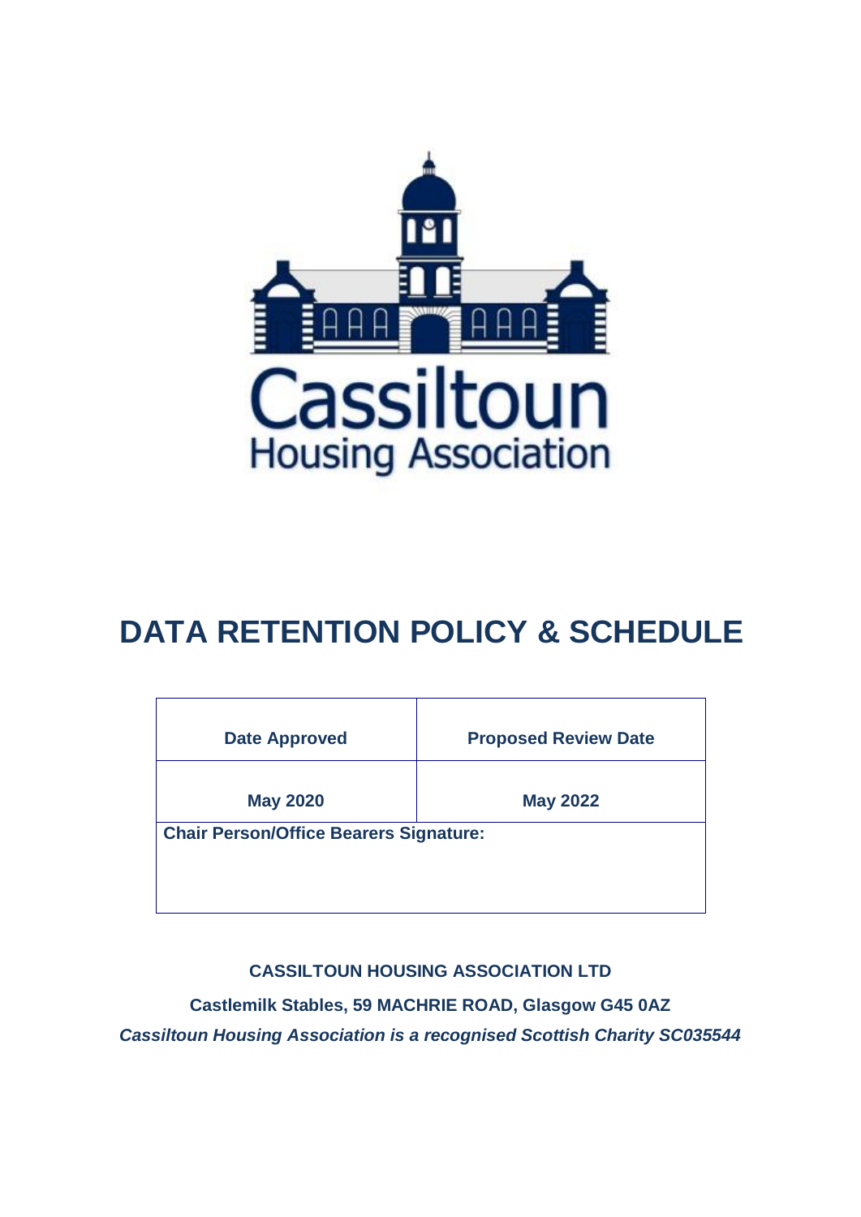Cassiltoun
Housing Association

# DATA RETENTION POLICY & SCHEDULE

| Date Approved | Proposed Review Date |
|---|---|
| May 2020 | May 2022 |
| **Chair Person/Office Bearers Signature:** | |

**CASSILTOUN HOUSING ASSOCIATION LTD**

**Castlemilk Stables, 59 MACHRIE ROAD, Glasgow G45 0AZ**

***Cassiltoun Housing Association is a recognised Scottish Charity SC035544***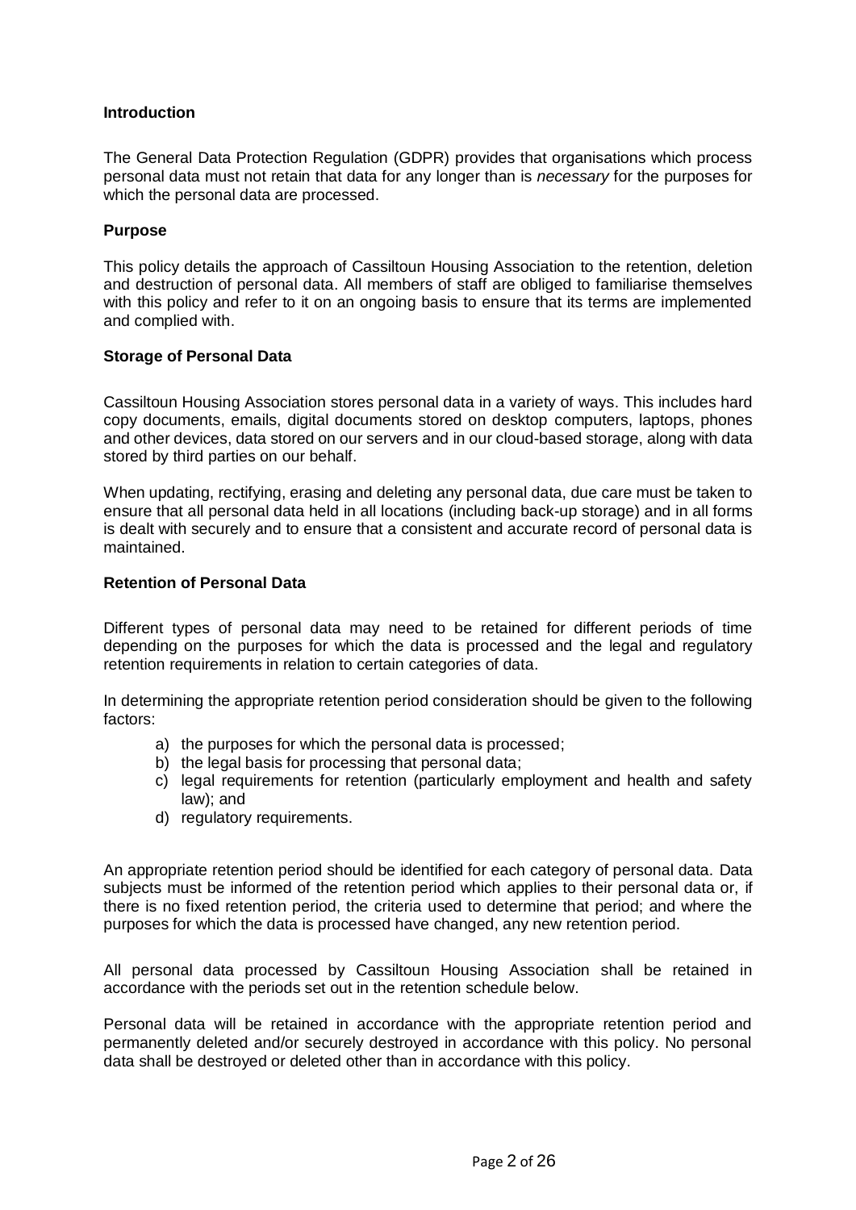**Introduction**

The General Data Protection Regulation (GDPR) provides that organisations which process personal data must not retain that data for any longer than is *necessary* for the purposes for which the personal data are processed.

**Purpose**

This policy details the approach of Cassiltoun Housing Association to the retention, deletion and destruction of personal data. All members of staff are obliged to familiarise themselves with this policy and refer to it on an ongoing basis to ensure that its terms are implemented and complied with.

**Storage of Personal Data**

Cassiltoun Housing Association stores personal data in a variety of ways. This includes hard copy documents, emails, digital documents stored on desktop computers, laptops, phones and other devices, data stored on our servers and in our cloud-based storage, along with data stored by third parties on our behalf.

When updating, rectifying, erasing and deleting any personal data, due care must be taken to ensure that all personal data held in all locations (including back-up storage) and in all forms is dealt with securely and to ensure that a consistent and accurate record of personal data is maintained.

**Retention of Personal Data**

Different types of personal data may need to be retained for different periods of time depending on the purposes for which the data is processed and the legal and regulatory retention requirements in relation to certain categories of data.

In determining the appropriate retention period consideration should be given to the following factors:

a) the purposes for which the personal data is processed;
b) the legal basis for processing that personal data;
c) legal requirements for retention (particularly employment and health and safety law); and
d) regulatory requirements.

An appropriate retention period should be identified for each category of personal data. Data subjects must be informed of the retention period which applies to their personal data or, if there is no fixed retention period, the criteria used to determine that period; and where the purposes for which the data is processed have changed, any new retention period.

All personal data processed by Cassiltoun Housing Association shall be retained in accordance with the periods set out in the retention schedule below.

Personal data will be retained in accordance with the appropriate retention period and permanently deleted and/or securely destroyed in accordance with this policy. No personal data shall be destroyed or deleted other than in accordance with this policy.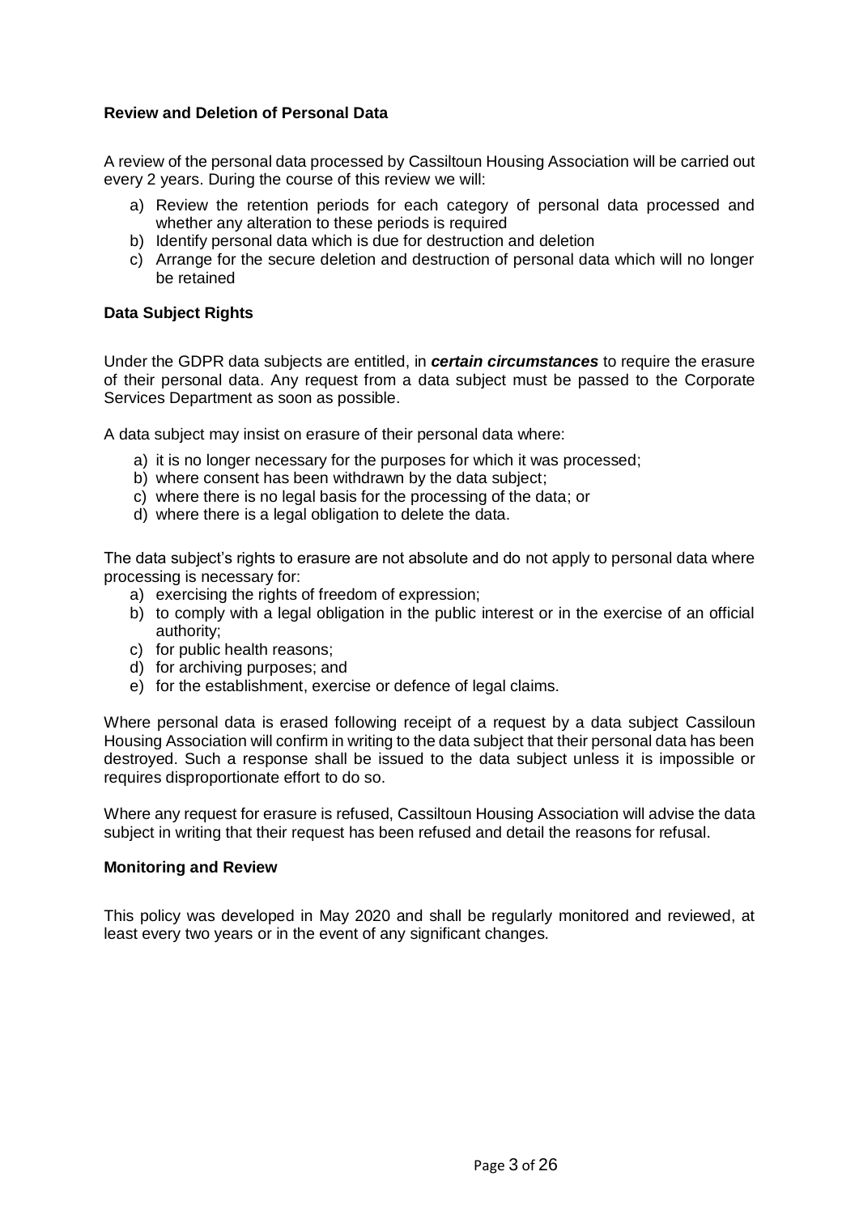### Review and Deletion of Personal Data

A review of the personal data processed by Cassiltoun Housing Association will be carried out every 2 years. During the course of this review we will:

a) Review the retention periods for each category of personal data processed and whether any alteration to these periods is required
b) Identify personal data which is due for destruction and deletion
c) Arrange for the secure deletion and destruction of personal data which will no longer be retained

### Data Subject Rights

Under the GDPR data subjects are entitled, in ***certain circumstances*** to require the erasure of their personal data. Any request from a data subject must be passed to the Corporate Services Department as soon as possible.

A data subject may insist on erasure of their personal data where:

a) it is no longer necessary for the purposes for which it was processed;
b) where consent has been withdrawn by the data subject;
c) where there is no legal basis for the processing of the data; or
d) where there is a legal obligation to delete the data.

The data subject's rights to erasure are not absolute and do not apply to personal data where processing is necessary for:

a) exercising the rights of freedom of expression;
b) to comply with a legal obligation in the public interest or in the exercise of an official authority;
c) for public health reasons;
d) for archiving purposes; and
e) for the establishment, exercise or defence of legal claims.

Where personal data is erased following receipt of a request by a data subject Cassiloun Housing Association will confirm in writing to the data subject that their personal data has been destroyed. Such a response shall be issued to the data subject unless it is impossible or requires disproportionate effort to do so.

Where any request for erasure is refused, Cassiltoun Housing Association will advise the data subject in writing that their request has been refused and detail the reasons for refusal.

### Monitoring and Review

This policy was developed in May 2020 and shall be regularly monitored and reviewed, at least every two years or in the event of any significant changes.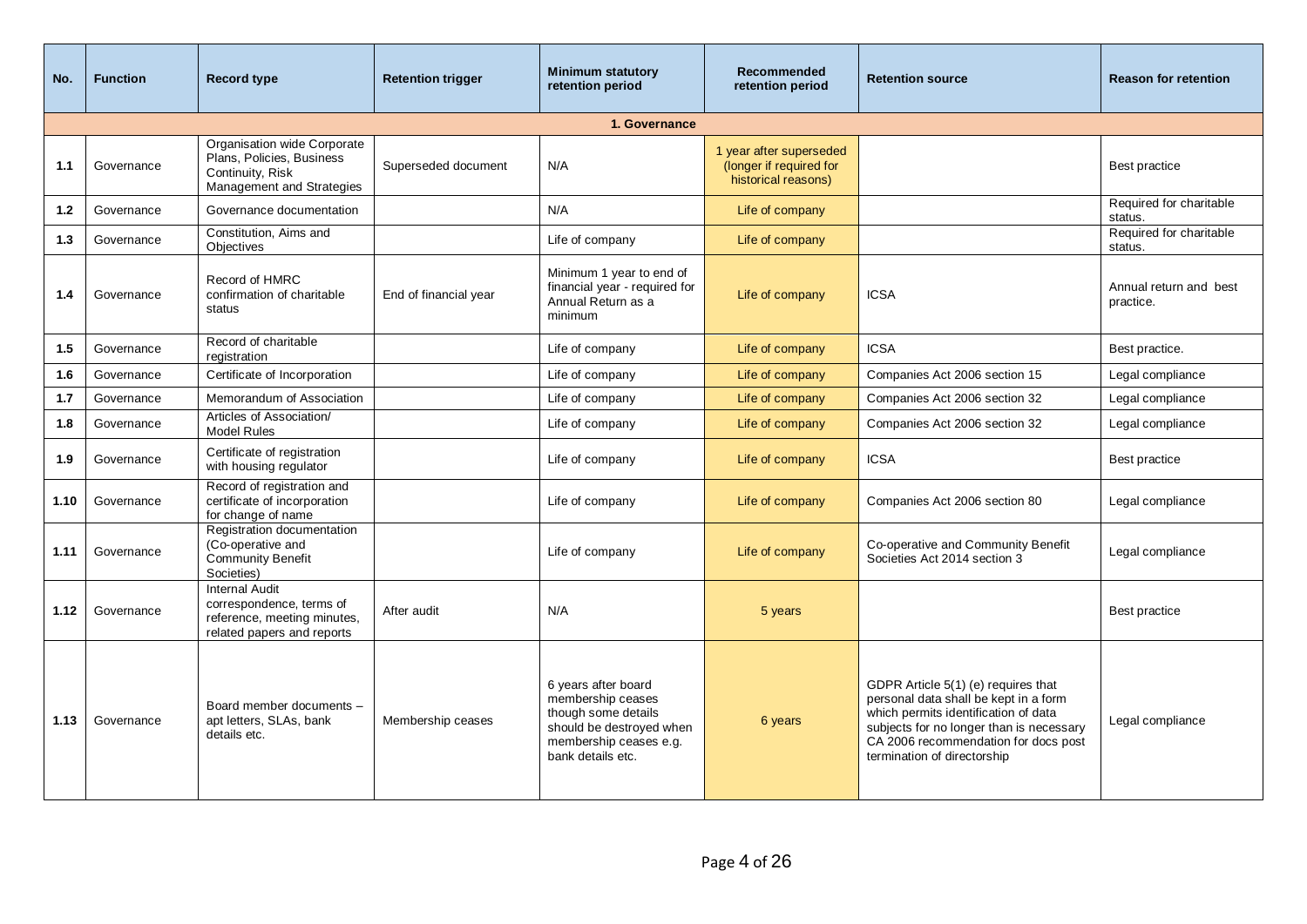| No. | Function | Record type | Retention trigger | Minimum statutory retention period | Recommended retention period | Retention source | Reason for retention |
|---|---|---|---|---|---|---|---|
| **1. Governance** | | | | | | | |
| 1.1 | Governance | Organisation wide Corporate Plans, Policies, Business Continuity, Risk Management and Strategies | Superseded document | N/A | 1 year after superseded (longer if required for historical reasons) | | Best practice |
| 1.2 | Governance | Governance documentation | | N/A | Life of company | | Required for charitable status. |
| 1.3 | Governance | Constitution, Aims and Objectives | | Life of company | Life of company | | Required for charitable status. |
| 1.4 | Governance | Record of HMRC confirmation of charitable status | End of financial year | Minimum 1 year to end of financial year - required for Annual Return as a minimum | Life of company | ICSA | Annual return and best practice. |
| 1.5 | Governance | Record of charitable registration | | Life of company | Life of company | ICSA | Best practice. |
| 1.6 | Governance | Certificate of Incorporation | | Life of company | Life of company | Companies Act 2006 section 15 | Legal compliance |
| 1.7 | Governance | Memorandum of Association | | Life of company | Life of company | Companies Act 2006 section 32 | Legal compliance |
| 1.8 | Governance | Articles of Association/ Model Rules | | Life of company | Life of company | Companies Act 2006 section 32 | Legal compliance |
| 1.9 | Governance | Certificate of registration with housing regulator | | Life of company | Life of company | ICSA | Best practice |
| 1.10 | Governance | Record of registration and certificate of incorporation for change of name | | Life of company | Life of company | Companies Act 2006 section 80 | Legal compliance |
| 1.11 | Governance | Registration documentation (Co-operative and Community Benefit Societies) | | Life of company | Life of company | Co-operative and Community Benefit Societies Act 2014 section 3 | Legal compliance |
| 1.12 | Governance | Internal Audit correspondence, terms of reference, meeting minutes, related papers and reports | After audit | N/A | 5 years | | Best practice |
| 1.13 | Governance | Board member documents – apt letters, SLAs, bank details etc. | Membership ceases | 6 years after board membership ceases though some details should be destroyed when membership ceases e.g. bank details etc. | 6 years | GDPR Article 5(1) (e) requires that personal data shall be kept in a form which permits identification of data subjects for no longer than is necessary CA 2006 recommendation for docs post termination of directorship | Legal compliance |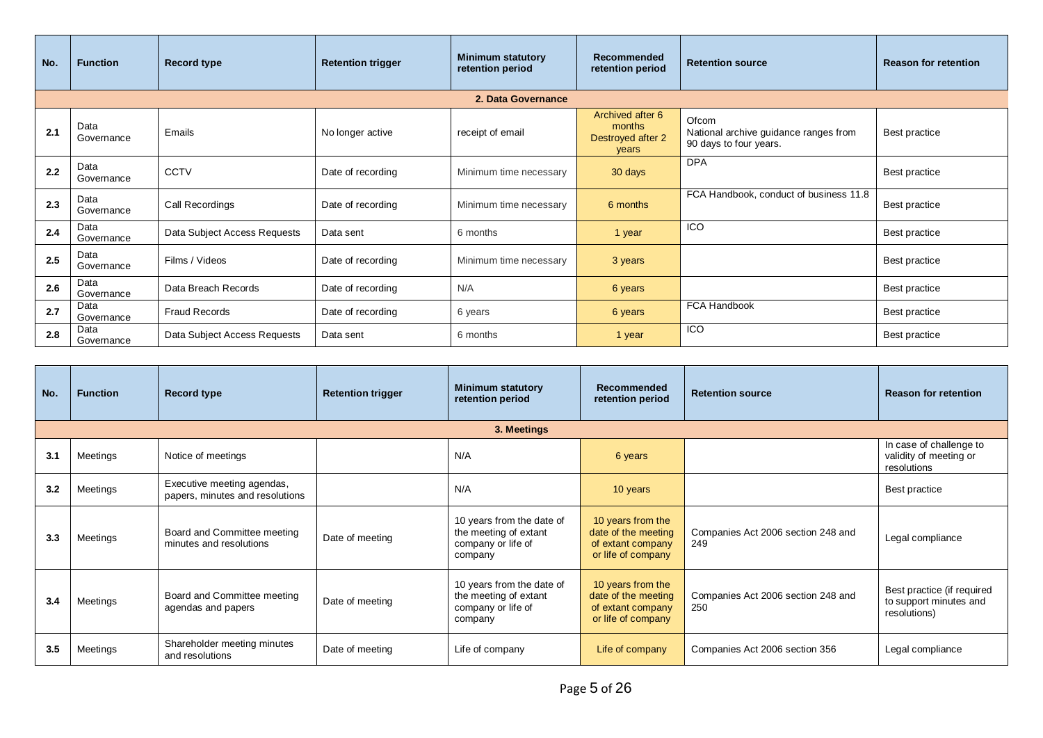| No. | Function | Record type | Retention trigger | Minimum statutory retention period | Recommended retention period | Retention source | Reason for retention |
|---|---|---|---|---|---|---|---|
| **2. Data Governance** | | | | | | | |
| **2.1** | Data Governance | Emails | No longer active | receipt of email | Archived after 6 months Destroyed after 2 years | Ofcom National archive guidance ranges from 90 days to four years. | Best practice |
| **2.2** | Data Governance | CCTV | Date of recording | Minimum time necessary | 30 days | DPA | Best practice |
| **2.3** | Data Governance | Call Recordings | Date of recording | Minimum time necessary | 6 months | FCA Handbook, conduct of business 11.8 | Best practice |
| **2.4** | Data Governance | Data Subject Access Requests | Data sent | 6 months | 1 year | ICO | Best practice |
| **2.5** | Data Governance | Films / Videos | Date of recording | Minimum time necessary | 3 years | | Best practice |
| **2.6** | Data Governance | Data Breach Records | Date of recording | N/A | 6 years | | Best practice |
| **2.7** | Data Governance | Fraud Records | Date of recording | 6 years | 6 years | FCA Handbook | Best practice |
| **2.8** | Data Governance | Data Subject Access Requests | Data sent | 6 months | 1 year | ICO | Best practice |

| No. | Function | Record type | Retention trigger | Minimum statutory retention period | Recommended retention period | Retention source | Reason for retention |
|---|---|---|---|---|---|---|---|
| **3. Meetings** | | | | | | | |
| **3.1** | Meetings | Notice of meetings | | N/A | 6 years | | In case of challenge to validity of meeting or resolutions |
| **3.2** | Meetings | Executive meeting agendas, papers, minutes and resolutions | | N/A | 10 years | | Best practice |
| **3.3** | Meetings | Board and Committee meeting minutes and resolutions | Date of meeting | 10 years from the date of the meeting of extant company or life of company | 10 years from the date of the meeting of extant company or life of company | Companies Act 2006 section 248 and 249 | Legal compliance |
| **3.4** | Meetings | Board and Committee meeting agendas and papers | Date of meeting | 10 years from the date of the meeting of extant company or life of company | 10 years from the date of the meeting of extant company or life of company | Companies Act 2006 section 248 and 250 | Best practice (if required to support minutes and resolutions) |
| **3.5** | Meetings | Shareholder meeting minutes and resolutions | Date of meeting | Life of company | Life of company | Companies Act 2006 section 356 | Legal compliance |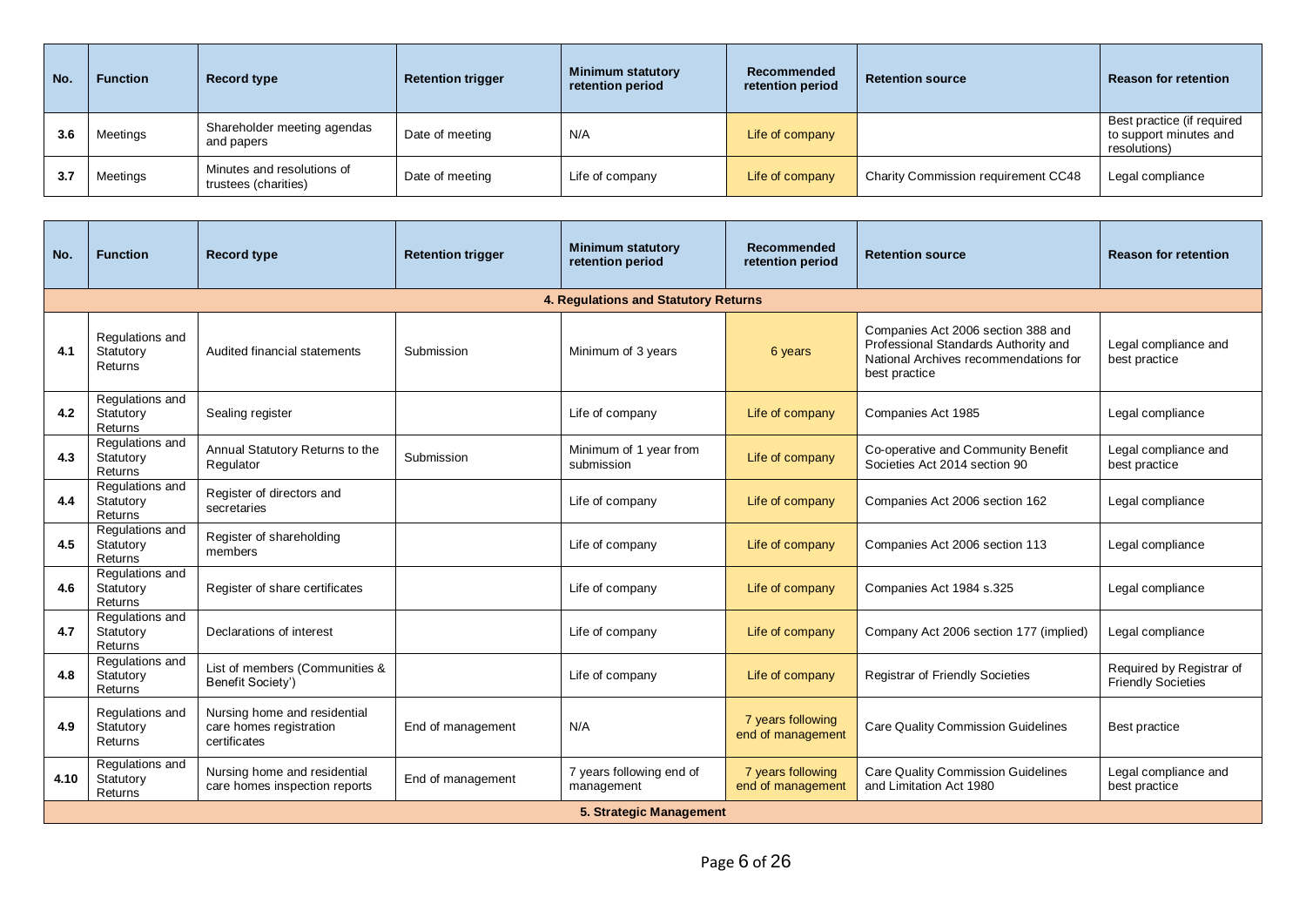| No. | Function | Record type | Retention trigger | Minimum statutory retention period | Recommended retention period | Retention source | Reason for retention |
|---|---|---|---|---|---|---|---|
| 3.6 | Meetings | Shareholder meeting agendas and papers | Date of meeting | N/A | Life of company | | Best practice (if required to support minutes and resolutions) |
| 3.7 | Meetings | Minutes and resolutions of trustees (charities) | Date of meeting | Life of company | Life of company | Charity Commission requirement CC48 | Legal compliance |

| No. | Function | Record type | Retention trigger | Minimum statutory retention period | Recommended retention period | Retention source | Reason for retention |
|---|---|---|---|---|---|---|---|
| **4. Regulations and Statutory Returns** | | | | | | | |
| 4.1 | Regulations and Statutory Returns | Audited financial statements | Submission | Minimum of 3 years | 6 years | Companies Act 2006 section 388 and Professional Standards Authority and National Archives recommendations for best practice | Legal compliance and best practice |
| 4.2 | Regulations and Statutory Returns | Sealing register | | Life of company | Life of company | Companies Act 1985 | Legal compliance |
| 4.3 | Regulations and Statutory Returns | Annual Statutory Returns to the Regulator | Submission | Minimum of 1 year from submission | Life of company | Co-operative and Community Benefit Societies Act 2014 section 90 | Legal compliance and best practice |
| 4.4 | Regulations and Statutory Returns | Register of directors and secretaries | | Life of company | Life of company | Companies Act 2006 section 162 | Legal compliance |
| 4.5 | Regulations and Statutory Returns | Register of shareholding members | | Life of company | Life of company | Companies Act 2006 section 113 | Legal compliance |
| 4.6 | Regulations and Statutory Returns | Register of share certificates | | Life of company | Life of company | Companies Act 1984 s.325 | Legal compliance |
| 4.7 | Regulations and Statutory Returns | Declarations of interest | | Life of company | Life of company | Company Act 2006 section 177 (implied) | Legal compliance |
| 4.8 | Regulations and Statutory Returns | List of members (Communities & Benefit Society') | | Life of company | Life of company | Registrar of Friendly Societies | Required by Registrar of Friendly Societies |
| 4.9 | Regulations and Statutory Returns | Nursing home and residential care homes registration certificates | End of management | N/A | 7 years following end of management | Care Quality Commission Guidelines | Best practice |
| 4.10 | Regulations and Statutory Returns | Nursing home and residential care homes inspection reports | End of management | 7 years following end of management | 7 years following end of management | Care Quality Commission Guidelines and Limitation Act 1980 | Legal compliance and best practice |
| **5. Strategic Management** | | | | | | | |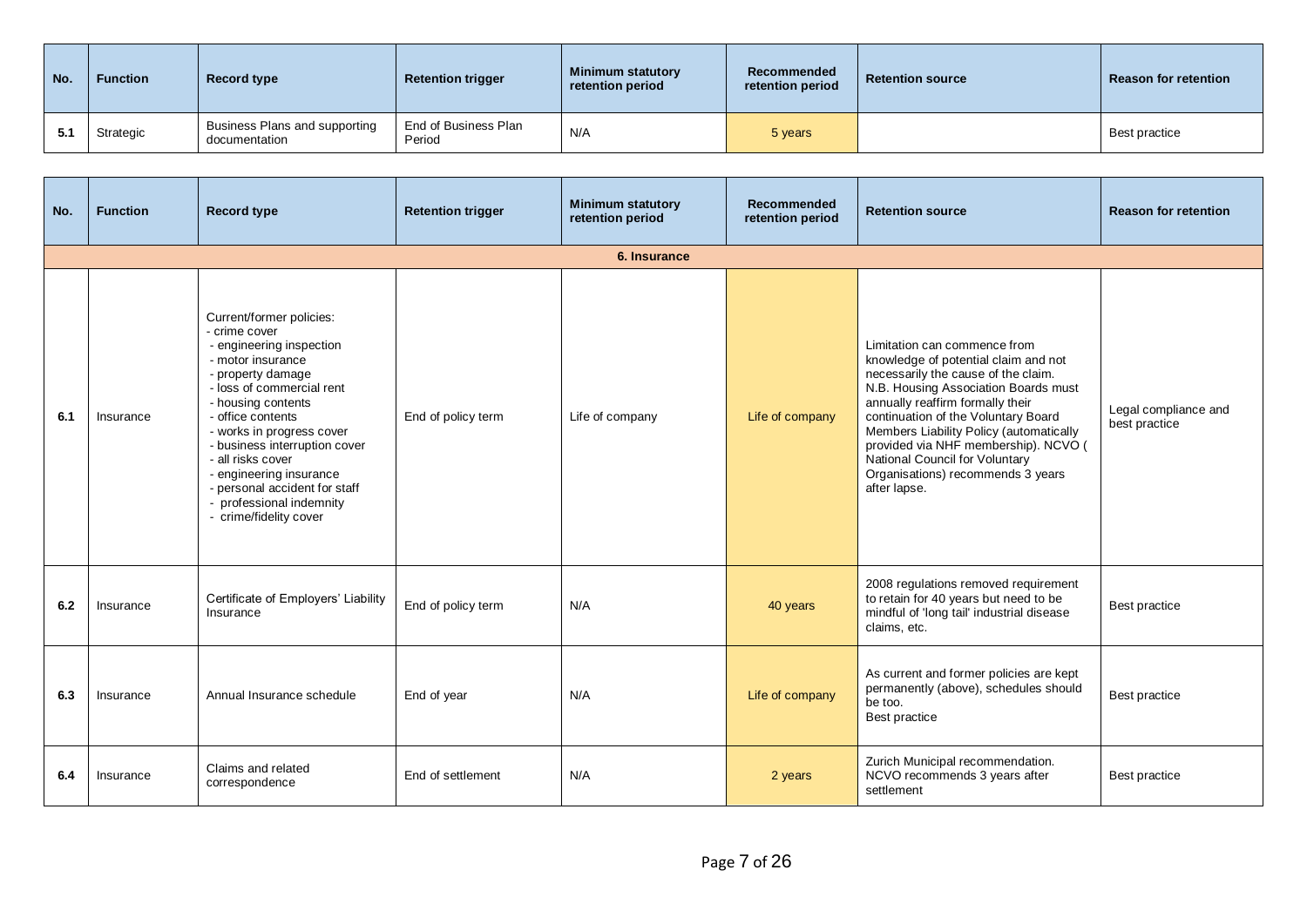| No. | Function | Record type | Retention trigger | Minimum statutory retention period | Recommended retention period | Retention source | Reason for retention |
|---|---|---|---|---|---|---|---|
| 5.1 | Strategic | Business Plans and supporting documentation | End of Business Plan Period | N/A | 5 years | | Best practice |

| No. | Function | Record type | Retention trigger | Minimum statutory retention period | Recommended retention period | Retention source | Reason for retention |
|---|---|---|---|---|---|---|---|
| **6. Insurance** | | | | | | | |
| 6.1 | Insurance | Current/former policies:<br>- crime cover<br>- engineering inspection<br>- motor insurance<br>- property damage<br>- loss of commercial rent<br>- housing contents<br>- office contents<br>- works in progress cover<br>- business interruption cover<br>- all risks cover<br>- engineering insurance<br>- personal accident for staff<br>- professional indemnity<br>- crime/fidelity cover | End of policy term | Life of company | Life of company | Limitation can commence from knowledge of potential claim and not necessarily the cause of the claim. N.B. Housing Association Boards must annually reaffirm formally their continuation of the Voluntary Board Members Liability Policy (automatically provided via NHF membership). NCVO ( National Council for Voluntary Organisations) recommends 3 years after lapse. | Legal compliance and best practice |
| 6.2 | Insurance | Certificate of Employers' Liability Insurance | End of policy term | N/A | 40 years | 2008 regulations removed requirement to retain for 40 years but need to be mindful of 'long tail' industrial disease claims, etc. | Best practice |
| 6.3 | Insurance | Annual Insurance schedule | End of year | N/A | Life of company | As current and former policies are kept permanently (above), schedules should be too.<br>Best practice | Best practice |
| 6.4 | Insurance | Claims and related correspondence | End of settlement | N/A | 2 years | Zurich Municipal recommendation. NCVO recommends 3 years after settlement | Best practice |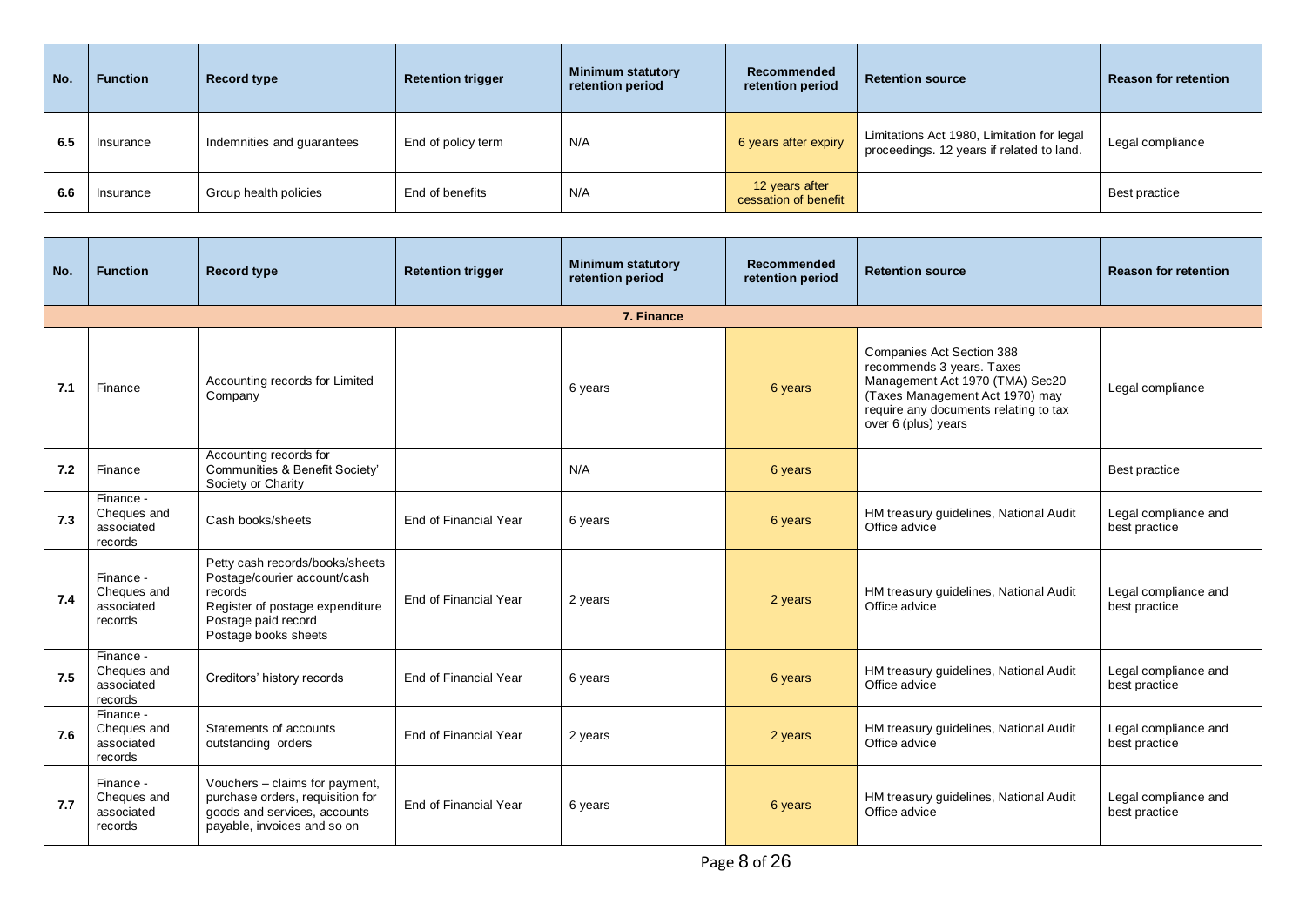| No. | Function | Record type | Retention trigger | Minimum statutory retention period | Recommended retention period | Retention source | Reason for retention |
|---|---|---|---|---|---|---|---|
| 6.5 | Insurance | Indemnities and guarantees | End of policy term | N/A | 6 years after expiry | Limitations Act 1980, Limitation for legal proceedings. 12 years if related to land. | Legal compliance |
| 6.6 | Insurance | Group health policies | End of benefits | N/A | 12 years after cessation of benefit | | Best practice |

| No. | Function | Record type | Retention trigger | Minimum statutory retention period | Recommended retention period | Retention source | Reason for retention |
|---|---|---|---|---|---|---|---|
| **7. Finance** | | | | | | | |
| 7.1 | Finance | Accounting records for Limited Company | | 6 years | 6 years | Companies Act Section 388 recommends 3 years. Taxes Management Act 1970 (TMA) Sec20 (Taxes Management Act 1970) may require any documents relating to tax over 6 (plus) years | Legal compliance |
| 7.2 | Finance | Accounting records for Communities & Benefit Society' Society or Charity | | N/A | 6 years | | Best practice |
| 7.3 | Finance - Cheques and associated records | Cash books/sheets | End of Financial Year | 6 years | 6 years | HM treasury guidelines, National Audit Office advice | Legal compliance and best practice |
| 7.4 | Finance - Cheques and associated records | Petty cash records/books/sheets Postage/courier account/cash records Register of postage expenditure Postage paid record Postage books sheets | End of Financial Year | 2 years | 2 years | HM treasury guidelines, National Audit Office advice | Legal compliance and best practice |
| 7.5 | Finance - Cheques and associated records | Creditors' history records | End of Financial Year | 6 years | 6 years | HM treasury guidelines, National Audit Office advice | Legal compliance and best practice |
| 7.6 | Finance - Cheques and associated records | Statements of accounts outstanding orders | End of Financial Year | 2 years | 2 years | HM treasury guidelines, National Audit Office advice | Legal compliance and best practice |
| 7.7 | Finance - Cheques and associated records | Vouchers – claims for payment, purchase orders, requisition for goods and services, accounts payable, invoices and so on | End of Financial Year | 6 years | 6 years | HM treasury guidelines, National Audit Office advice | Legal compliance and best practice |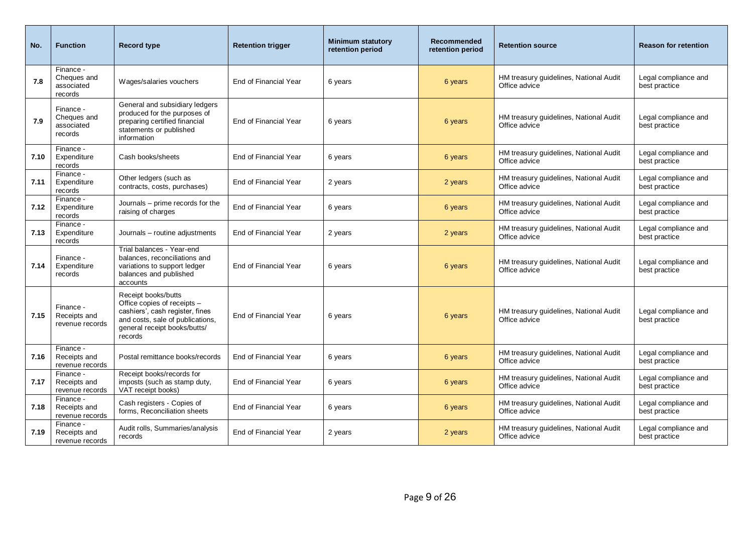| No. | Function | Record type | Retention trigger | Minimum statutory retention period | Recommended retention period | Retention source | Reason for retention |
|---|---|---|---|---|---|---|---|
| **7.8** | Finance - Cheques and associated records | Wages/salaries vouchers | End of Financial Year | 6 years | 6 years | HM treasury guidelines, National Audit Office advice | Legal compliance and best practice |
| **7.9** | Finance - Cheques and associated records | General and subsidiary ledgers produced for the purposes of preparing certified financial statements or published information | End of Financial Year | 6 years | 6 years | HM treasury guidelines, National Audit Office advice | Legal compliance and best practice |
| **7.10** | Finance - Expenditure records | Cash books/sheets | End of Financial Year | 6 years | 6 years | HM treasury guidelines, National Audit Office advice | Legal compliance and best practice |
| **7.11** | Finance - Expenditure records | Other ledgers (such as contracts, costs, purchases) | End of Financial Year | 2 years | 2 years | HM treasury guidelines, National Audit Office advice | Legal compliance and best practice |
| **7.12** | Finance - Expenditure records | Journals – prime records for the raising of charges | End of Financial Year | 6 years | 6 years | HM treasury guidelines, National Audit Office advice | Legal compliance and best practice |
| **7.13** | Finance - Expenditure records | Journals – routine adjustments | End of Financial Year | 2 years | 2 years | HM treasury guidelines, National Audit Office advice | Legal compliance and best practice |
| **7.14** | Finance - Expenditure records | Trial balances - Year-end balances, reconciliations and variations to support ledger balances and published accounts | End of Financial Year | 6 years | 6 years | HM treasury guidelines, National Audit Office advice | Legal compliance and best practice |
| **7.15** | Finance - Receipts and revenue records | Receipt books/butts Office copies of receipts – cashiers', cash register, fines and costs, sale of publications, general receipt books/butts/ records | End of Financial Year | 6 years | 6 years | HM treasury guidelines, National Audit Office advice | Legal compliance and best practice |
| **7.16** | Finance - Receipts and revenue records | Postal remittance books/records | End of Financial Year | 6 years | 6 years | HM treasury guidelines, National Audit Office advice | Legal compliance and best practice |
| **7.17** | Finance - Receipts and revenue records | Receipt books/records for imposts (such as stamp duty, VAT receipt books) | End of Financial Year | 6 years | 6 years | HM treasury guidelines, National Audit Office advice | Legal compliance and best practice |
| **7.18** | Finance - Receipts and revenue records | Cash registers - Copies of forms, Reconciliation sheets | End of Financial Year | 6 years | 6 years | HM treasury guidelines, National Audit Office advice | Legal compliance and best practice |
| **7.19** | Finance - Receipts and revenue records | Audit rolls, Summaries/analysis records | End of Financial Year | 2 years | 2 years | HM treasury guidelines, National Audit Office advice | Legal compliance and best practice |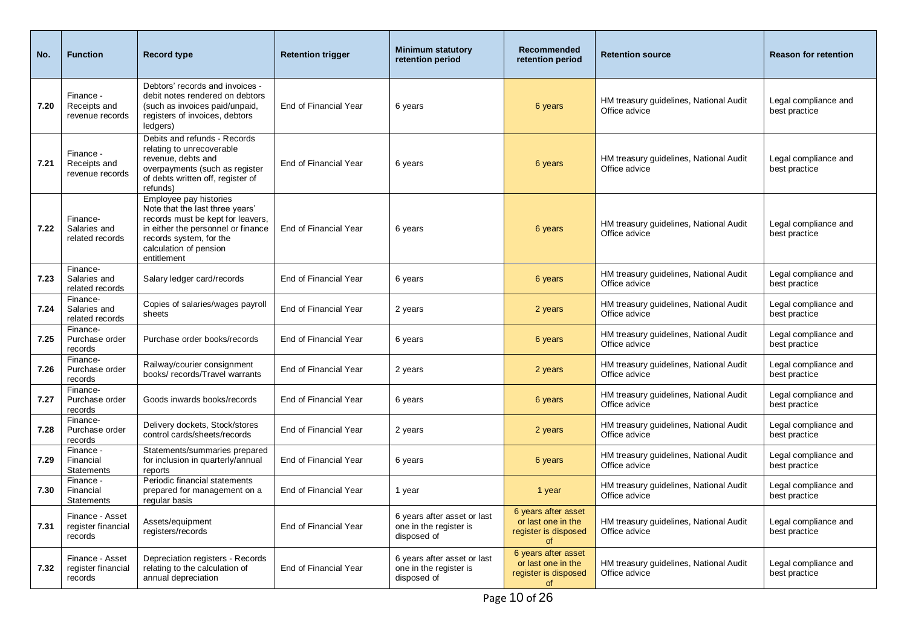| No. | Function | Record type | Retention trigger | Minimum statutory retention period | Recommended retention period | Retention source | Reason for retention |
|---|---|---|---|---|---|---|---|
| 7.20 | Finance - Receipts and revenue records | Debtors' records and invoices - debit notes rendered on debtors (such as invoices paid/unpaid, registers of invoices, debtors ledgers) | End of Financial Year | 6 years | 6 years | HM treasury guidelines, National Audit Office advice | Legal compliance and best practice |
| 7.21 | Finance - Receipts and revenue records | Debits and refunds - Records relating to unrecoverable revenue, debts and overpayments (such as register of debts written off, register of refunds) | End of Financial Year | 6 years | 6 years | HM treasury guidelines, National Audit Office advice | Legal compliance and best practice |
| 7.22 | Finance- Salaries and related records | Employee pay histories Note that the last three years' records must be kept for leavers, in either the personnel or finance records system, for the calculation of pension entitlement | End of Financial Year | 6 years | 6 years | HM treasury guidelines, National Audit Office advice | Legal compliance and best practice |
| 7.23 | Finance- Salaries and related records | Salary ledger card/records | End of Financial Year | 6 years | 6 years | HM treasury guidelines, National Audit Office advice | Legal compliance and best practice |
| 7.24 | Finance- Salaries and related records | Copies of salaries/wages payroll sheets | End of Financial Year | 2 years | 2 years | HM treasury guidelines, National Audit Office advice | Legal compliance and best practice |
| 7.25 | Finance- Purchase order records | Purchase order books/records | End of Financial Year | 6 years | 6 years | HM treasury guidelines, National Audit Office advice | Legal compliance and best practice |
| 7.26 | Finance- Purchase order records | Railway/courier consignment books/ records/Travel warrants | End of Financial Year | 2 years | 2 years | HM treasury guidelines, National Audit Office advice | Legal compliance and best practice |
| 7.27 | Finance- Purchase order records | Goods inwards books/records | End of Financial Year | 6 years | 6 years | HM treasury guidelines, National Audit Office advice | Legal compliance and best practice |
| 7.28 | Finance- Purchase order records | Delivery dockets, Stock/stores control cards/sheets/records | End of Financial Year | 2 years | 2 years | HM treasury guidelines, National Audit Office advice | Legal compliance and best practice |
| 7.29 | Finance - Financial Statements | Statements/summaries prepared for inclusion in quarterly/annual reports | End of Financial Year | 6 years | 6 years | HM treasury guidelines, National Audit Office advice | Legal compliance and best practice |
| 7.30 | Finance - Financial Statements | Periodic financial statements prepared for management on a regular basis | End of Financial Year | 1 year | 1 year | HM treasury guidelines, National Audit Office advice | Legal compliance and best practice |
| 7.31 | Finance - Asset register financial records | Assets/equipment registers/records | End of Financial Year | 6 years after asset or last one in the register is disposed of | 6 years after asset or last one in the register is disposed of | HM treasury guidelines, National Audit Office advice | Legal compliance and best practice |
| 7.32 | Finance - Asset register financial records | Depreciation registers - Records relating to the calculation of annual depreciation | End of Financial Year | 6 years after asset or last one in the register is disposed of | 6 years after asset or last one in the register is disposed of | HM treasury guidelines, National Audit Office advice | Legal compliance and best practice |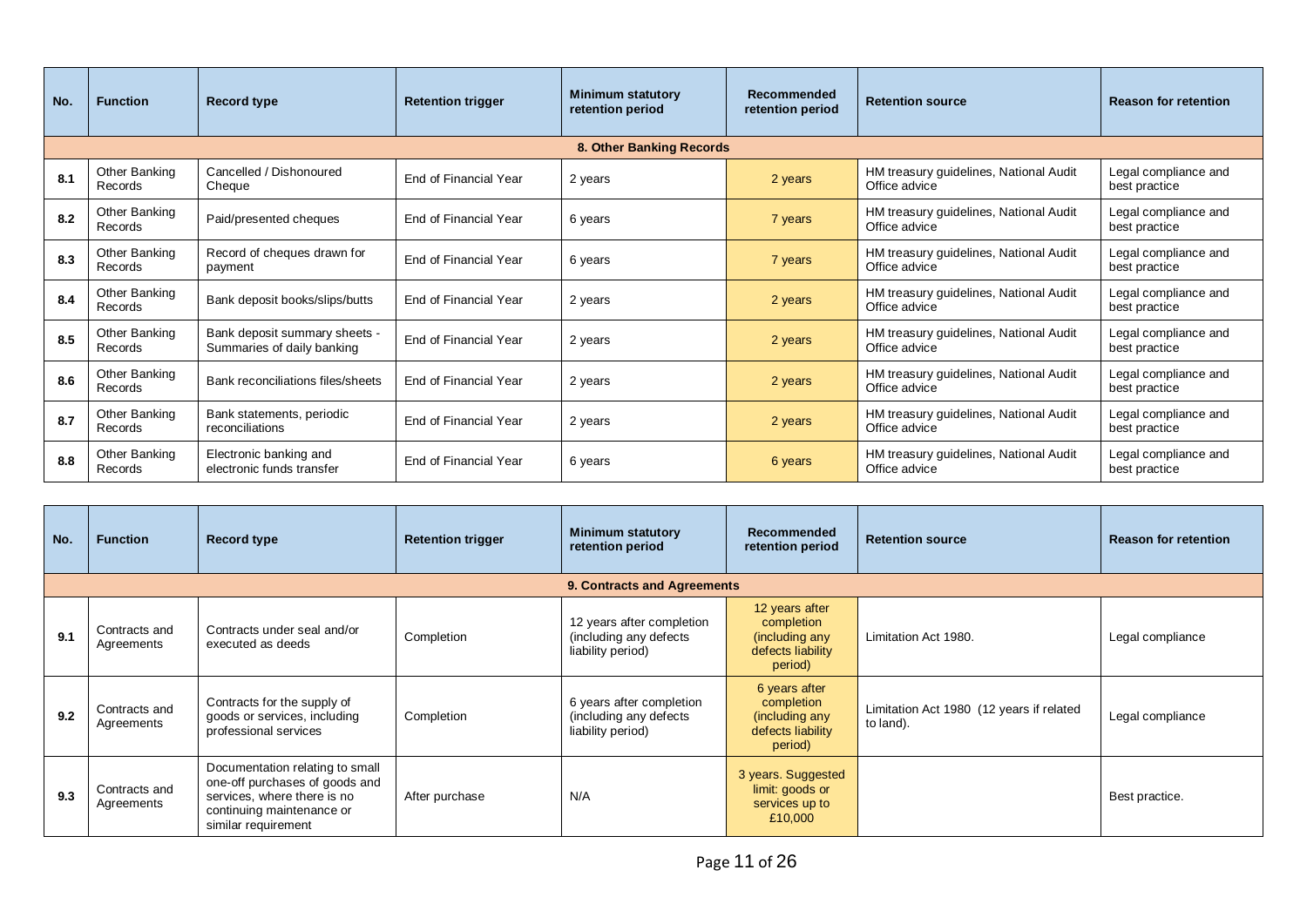| No. | Function | Record type | Retention trigger | Minimum statutory retention period | Recommended retention period | Retention source | Reason for retention |
|---|---|---|---|---|---|---|---|
| | | | | **8. Other Banking Records** | | | |
| **8.1** | Other Banking Records | Cancelled / Dishonoured Cheque | End of Financial Year | 2 years | 2 years | HM treasury guidelines, National Audit Office advice | Legal compliance and best practice |
| **8.2** | Other Banking Records | Paid/presented cheques | End of Financial Year | 6 years | 7 years | HM treasury guidelines, National Audit Office advice | Legal compliance and best practice |
| **8.3** | Other Banking Records | Record of cheques drawn for payment | End of Financial Year | 6 years | 7 years | HM treasury guidelines, National Audit Office advice | Legal compliance and best practice |
| **8.4** | Other Banking Records | Bank deposit books/slips/butts | End of Financial Year | 2 years | 2 years | HM treasury guidelines, National Audit Office advice | Legal compliance and best practice |
| **8.5** | Other Banking Records | Bank deposit summary sheets - Summaries of daily banking | End of Financial Year | 2 years | 2 years | HM treasury guidelines, National Audit Office advice | Legal compliance and best practice |
| **8.6** | Other Banking Records | Bank reconciliations files/sheets | End of Financial Year | 2 years | 2 years | HM treasury guidelines, National Audit Office advice | Legal compliance and best practice |
| **8.7** | Other Banking Records | Bank statements, periodic reconciliations | End of Financial Year | 2 years | 2 years | HM treasury guidelines, National Audit Office advice | Legal compliance and best practice |
| **8.8** | Other Banking Records | Electronic banking and electronic funds transfer | End of Financial Year | 6 years | 6 years | HM treasury guidelines, National Audit Office advice | Legal compliance and best practice |

| No. | Function | Record type | Retention trigger | Minimum statutory retention period | Recommended retention period | Retention source | Reason for retention |
|---|---|---|---|---|---|---|---|
| | | | | **9. Contracts and Agreements** | | | |
| **9.1** | Contracts and Agreements | Contracts under seal and/or executed as deeds | Completion | 12 years after completion (including any defects liability period) | 12 years after completion (including any defects liability period) | Limitation Act 1980. | Legal compliance |
| **9.2** | Contracts and Agreements | Contracts for the supply of goods or services, including professional services | Completion | 6 years after completion (including any defects liability period) | 6 years after completion (including any defects liability period) | Limitation Act 1980 (12 years if related to land). | Legal compliance |
| **9.3** | Contracts and Agreements | Documentation relating to small one-off purchases of goods and services, where there is no continuing maintenance or similar requirement | After purchase | N/A | 3 years. Suggested limit: goods or services up to £10,000 | | Best practice. |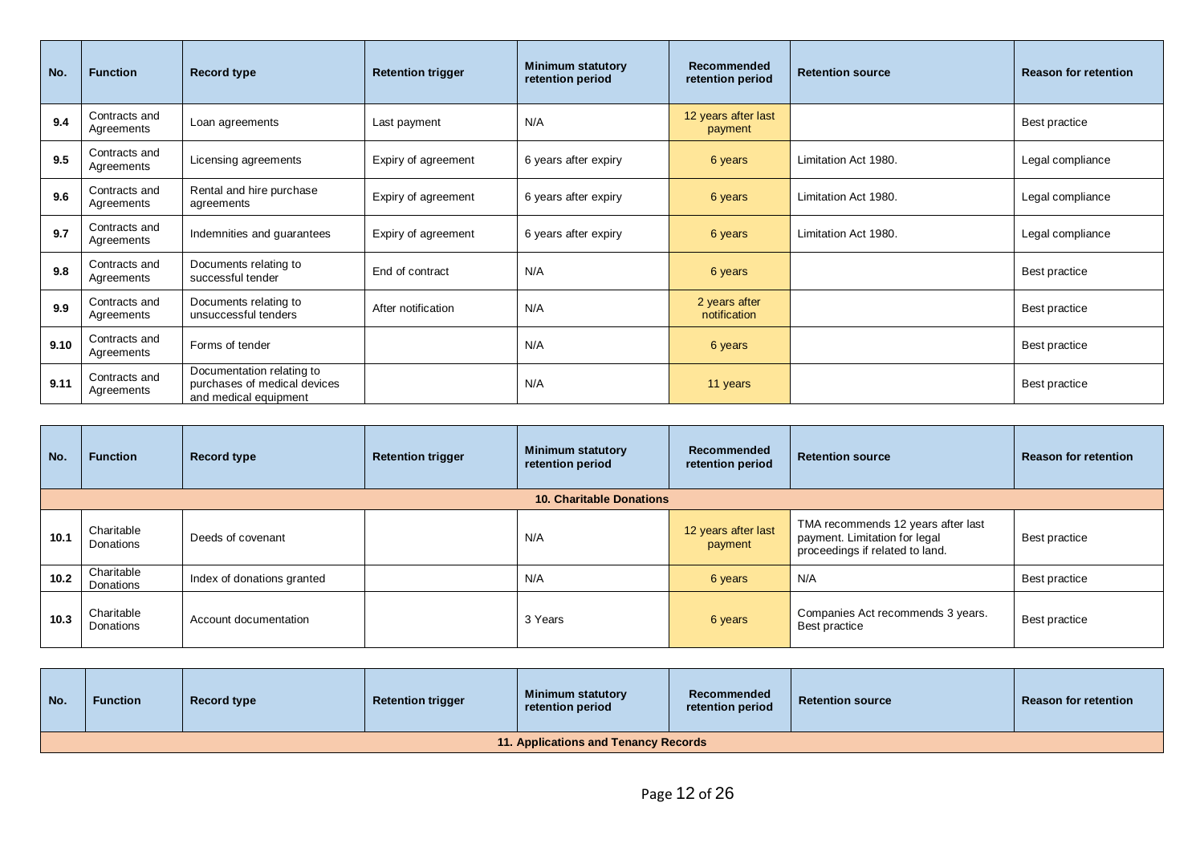| No. | Function | Record type | Retention trigger | Minimum statutory retention period | Recommended retention period | Retention source | Reason for retention |
|---|---|---|---|---|---|---|---|
| 9.4 | Contracts and Agreements | Loan agreements | Last payment | N/A | 12 years after last payment | | Best practice |
| 9.5 | Contracts and Agreements | Licensing agreements | Expiry of agreement | 6 years after expiry | 6 years | Limitation Act 1980. | Legal compliance |
| 9.6 | Contracts and Agreements | Rental and hire purchase agreements | Expiry of agreement | 6 years after expiry | 6 years | Limitation Act 1980. | Legal compliance |
| 9.7 | Contracts and Agreements | Indemnities and guarantees | Expiry of agreement | 6 years after expiry | 6 years | Limitation Act 1980. | Legal compliance |
| 9.8 | Contracts and Agreements | Documents relating to successful tender | End of contract | N/A | 6 years | | Best practice |
| 9.9 | Contracts and Agreements | Documents relating to unsuccessful tenders | After notification | N/A | 2 years after notification | | Best practice |
| 9.10 | Contracts and Agreements | Forms of tender | | N/A | 6 years | | Best practice |
| 9.11 | Contracts and Agreements | Documentation relating to purchases of medical devices and medical equipment | | N/A | 11 years | | Best practice |

| No. | Function | Record type | Retention trigger | Minimum statutory retention period | Recommended retention period | Retention source | Reason for retention |
|---|---|---|---|---|---|---|---|
| **10. Charitable Donations** | | | | | | | |
| 10.1 | Charitable Donations | Deeds of covenant | | N/A | 12 years after last payment | TMA recommends 12 years after last payment. Limitation for legal proceedings if related to land. | Best practice |
| 10.2 | Charitable Donations | Index of donations granted | | N/A | 6 years | N/A | Best practice |
| 10.3 | Charitable Donations | Account documentation | | 3 Years | 6 years | Companies Act recommends 3 years. Best practice | Best practice |

| No. | Function | Record type | Retention trigger | Minimum statutory retention period | Recommended retention period | Retention source | Reason for retention |
|---|---|---|---|---|---|---|---|
| **11. Applications and Tenancy Records** | | | | | | | |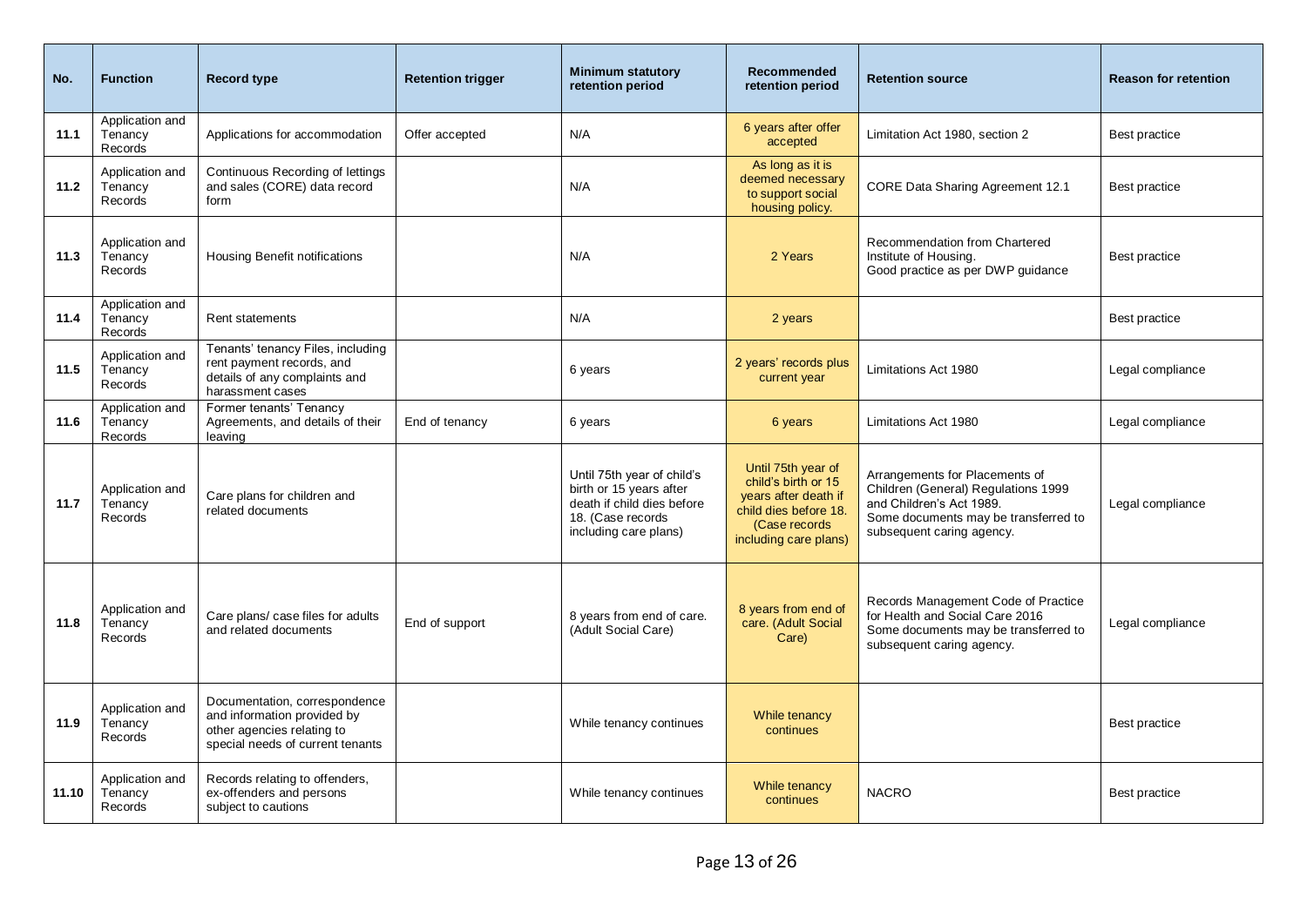| No. | Function | Record type | Retention trigger | Minimum statutory retention period | Recommended retention period | Retention source | Reason for retention |
|---|---|---|---|---|---|---|---|
| 11.1 | Application and Tenancy Records | Applications for accommodation | Offer accepted | N/A | 6 years after offer accepted | Limitation Act 1980, section 2 | Best practice |
| 11.2 | Application and Tenancy Records | Continuous Recording of lettings and sales (CORE) data record form | | N/A | As long as it is deemed necessary to support social housing policy. | CORE Data Sharing Agreement 12.1 | Best practice |
| 11.3 | Application and Tenancy Records | Housing Benefit notifications | | N/A | 2 Years | Recommendation from Chartered Institute of Housing. Good practice as per DWP guidance | Best practice |
| 11.4 | Application and Tenancy Records | Rent statements | | N/A | 2 years | | Best practice |
| 11.5 | Application and Tenancy Records | Tenants' tenancy Files, including rent payment records, and details of any complaints and harassment cases | | 6 years | 2 years' records plus current year | Limitations Act 1980 | Legal compliance |
| 11.6 | Application and Tenancy Records | Former tenants' Tenancy Agreements, and details of their leaving | End of tenancy | 6 years | 6 years | Limitations Act 1980 | Legal compliance |
| 11.7 | Application and Tenancy Records | Care plans for children and related documents | | Until 75th year of child's birth or 15 years after death if child dies before 18. (Case records including care plans) | Until 75th year of child's birth or 15 years after death if child dies before 18. (Case records including care plans) | Arrangements for Placements of Children (General) Regulations 1999 and Children's Act 1989. Some documents may be transferred to subsequent caring agency. | Legal compliance |
| 11.8 | Application and Tenancy Records | Care plans/ case files for adults and related documents | End of support | 8 years from end of care. (Adult Social Care) | 8 years from end of care. (Adult Social Care) | Records Management Code of Practice for Health and Social Care 2016 Some documents may be transferred to subsequent caring agency. | Legal compliance |
| 11.9 | Application and Tenancy Records | Documentation, correspondence and information provided by other agencies relating to special needs of current tenants | | While tenancy continues | While tenancy continues | | Best practice |
| 11.10 | Application and Tenancy Records | Records relating to offenders, ex-offenders and persons subject to cautions | | While tenancy continues | While tenancy continues | NACRO | Best practice |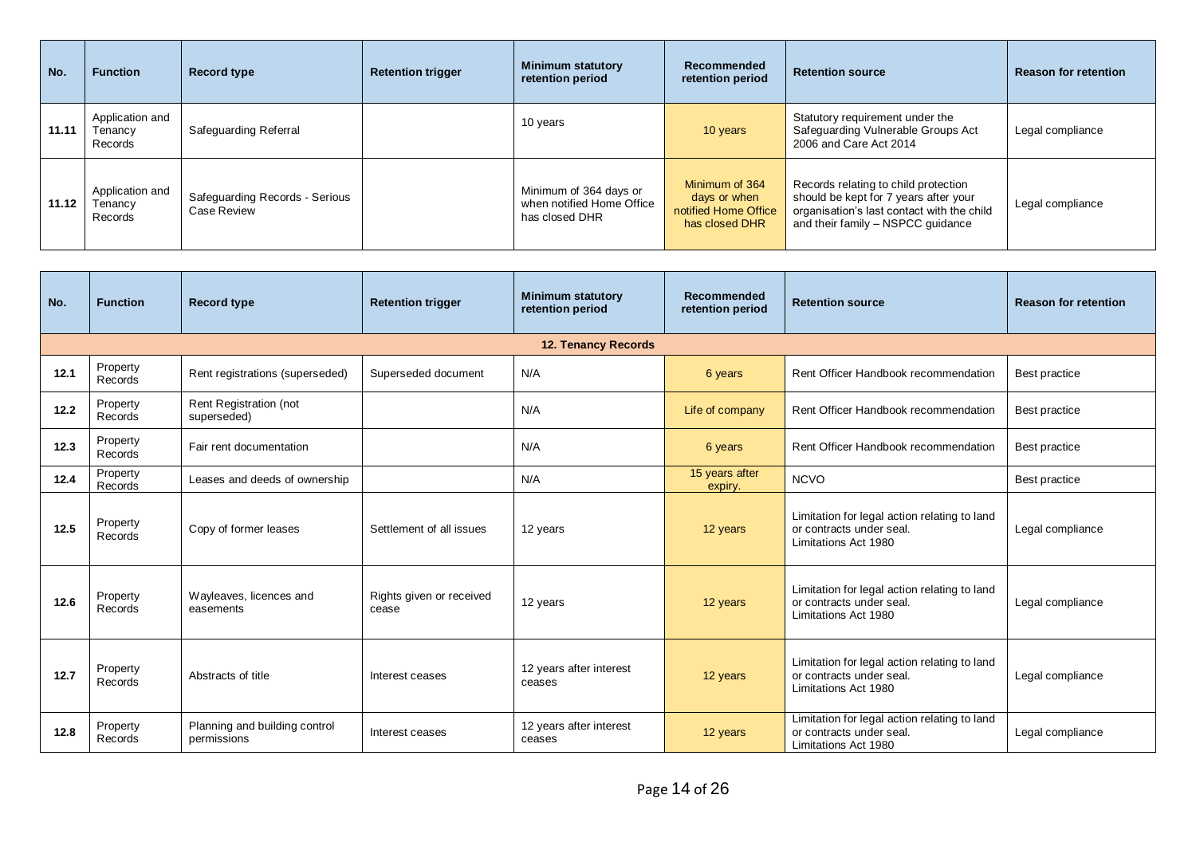| No. | Function | Record type | Retention trigger | Minimum statutory retention period | Recommended retention period | Retention source | Reason for retention |
|---|---|---|---|---|---|---|---|
| 11.11 | Application and Tenancy Records | Safeguarding Referral | | 10 years | 10 years | Statutory requirement under the Safeguarding Vulnerable Groups Act 2006 and Care Act 2014 | Legal compliance |
| 11.12 | Application and Tenancy Records | Safeguarding Records - Serious Case Review | | Minimum of 364 days or when notified Home Office has closed DHR | Minimum of 364 days or when notified Home Office has closed DHR | Records relating to child protection should be kept for 7 years after your organisation's last contact with the child and their family – NSPCC guidance | Legal compliance |

| No. | Function | Record type | Retention trigger | Minimum statutory retention period | Recommended retention period | Retention source | Reason for retention |
|---|---|---|---|---|---|---|---|
| **12. Tenancy Records** | | | | | | | |
| 12.1 | Property Records | Rent registrations (superseded) | Superseded document | N/A | 6 years | Rent Officer Handbook recommendation | Best practice |
| 12.2 | Property Records | Rent Registration (not superseded) | | N/A | Life of company | Rent Officer Handbook recommendation | Best practice |
| 12.3 | Property Records | Fair rent documentation | | N/A | 6 years | Rent Officer Handbook recommendation | Best practice |
| 12.4 | Property Records | Leases and deeds of ownership | | N/A | 15 years after expiry. | NCVO | Best practice |
| 12.5 | Property Records | Copy of former leases | Settlement of all issues | 12 years | 12 years | Limitation for legal action relating to land or contracts under seal. Limitations Act 1980 | Legal compliance |
| 12.6 | Property Records | Wayleaves, licences and easements | Rights given or received cease | 12 years | 12 years | Limitation for legal action relating to land or contracts under seal. Limitations Act 1980 | Legal compliance |
| 12.7 | Property Records | Abstracts of title | Interest ceases | 12 years after interest ceases | 12 years | Limitation for legal action relating to land or contracts under seal. Limitations Act 1980 | Legal compliance |
| 12.8 | Property Records | Planning and building control permissions | Interest ceases | 12 years after interest ceases | 12 years | Limitation for legal action relating to land or contracts under seal. Limitations Act 1980 | Legal compliance |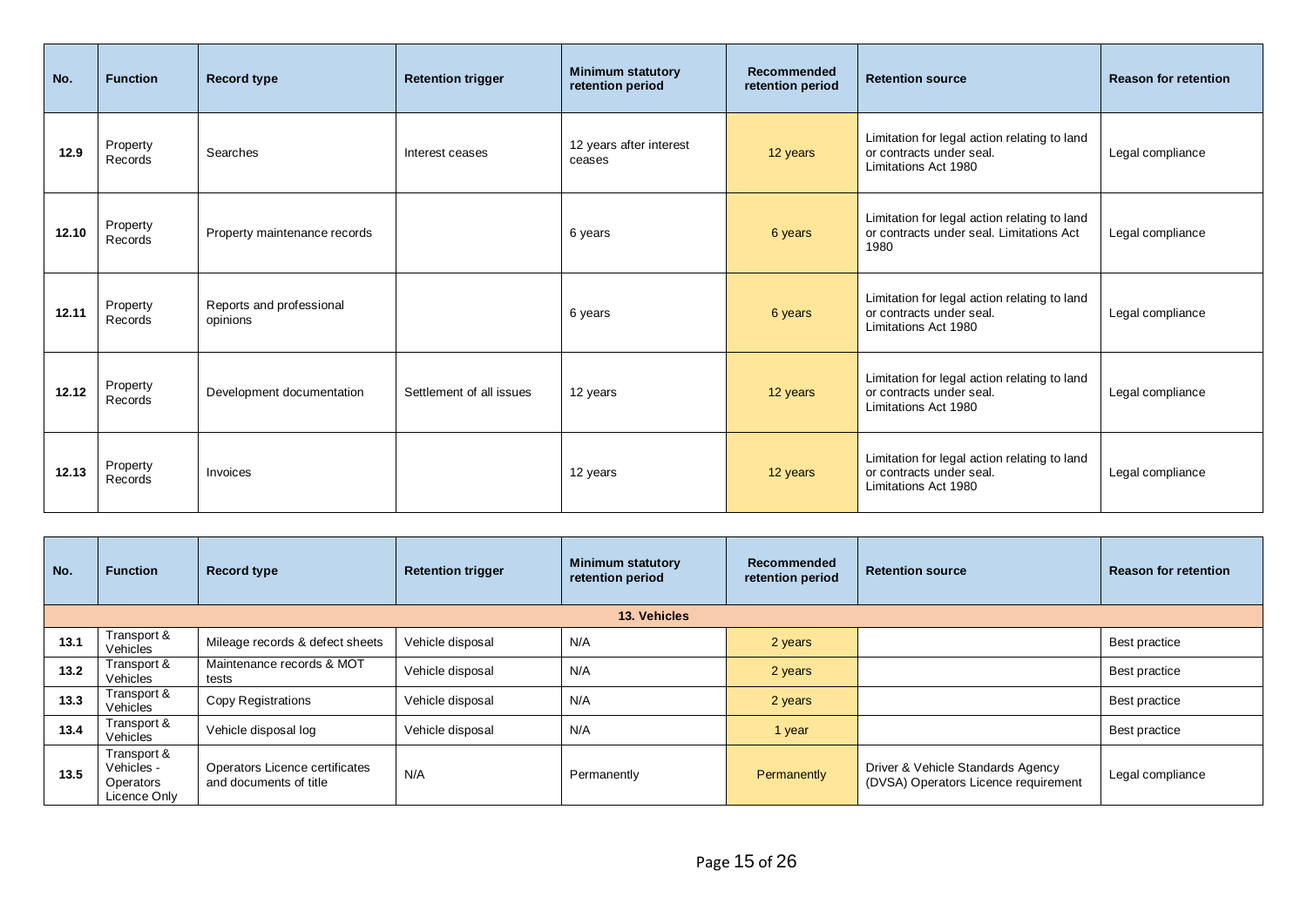| No. | Function | Record type | Retention trigger | Minimum statutory retention period | Recommended retention period | Retention source | Reason for retention |
|---|---|---|---|---|---|---|---|
| 12.9 | Property Records | Searches | Interest ceases | 12 years after interest ceases | 12 years | Limitation for legal action relating to land or contracts under seal. Limitations Act 1980 | Legal compliance |
| 12.10 | Property Records | Property maintenance records | | 6 years | 6 years | Limitation for legal action relating to land or contracts under seal. Limitations Act 1980 | Legal compliance |
| 12.11 | Property Records | Reports and professional opinions | | 6 years | 6 years | Limitation for legal action relating to land or contracts under seal. Limitations Act 1980 | Legal compliance |
| 12.12 | Property Records | Development documentation | Settlement of all issues | 12 years | 12 years | Limitation for legal action relating to land or contracts under seal. Limitations Act 1980 | Legal compliance |
| 12.13 | Property Records | Invoices | | 12 years | 12 years | Limitation for legal action relating to land or contracts under seal. Limitations Act 1980 | Legal compliance |

| No. | Function | Record type | Retention trigger | Minimum statutory retention period | Recommended retention period | Retention source | Reason for retention |
|---|---|---|---|---|---|---|---|
| **13. Vehicles** | | | | | | | |
| 13.1 | Transport & Vehicles | Mileage records & defect sheets | Vehicle disposal | N/A | 2 years | | Best practice |
| 13.2 | Transport & Vehicles | Maintenance records & MOT tests | Vehicle disposal | N/A | 2 years | | Best practice |
| 13.3 | Transport & Vehicles | Copy Registrations | Vehicle disposal | N/A | 2 years | | Best practice |
| 13.4 | Transport & Vehicles | Vehicle disposal log | Vehicle disposal | N/A | 1 year | | Best practice |
| 13.5 | Transport & Vehicles - Operators Licence Only | Operators Licence certificates and documents of title | N/A | Permanently | Permanently | Driver & Vehicle Standards Agency (DVSA) Operators Licence requirement | Legal compliance |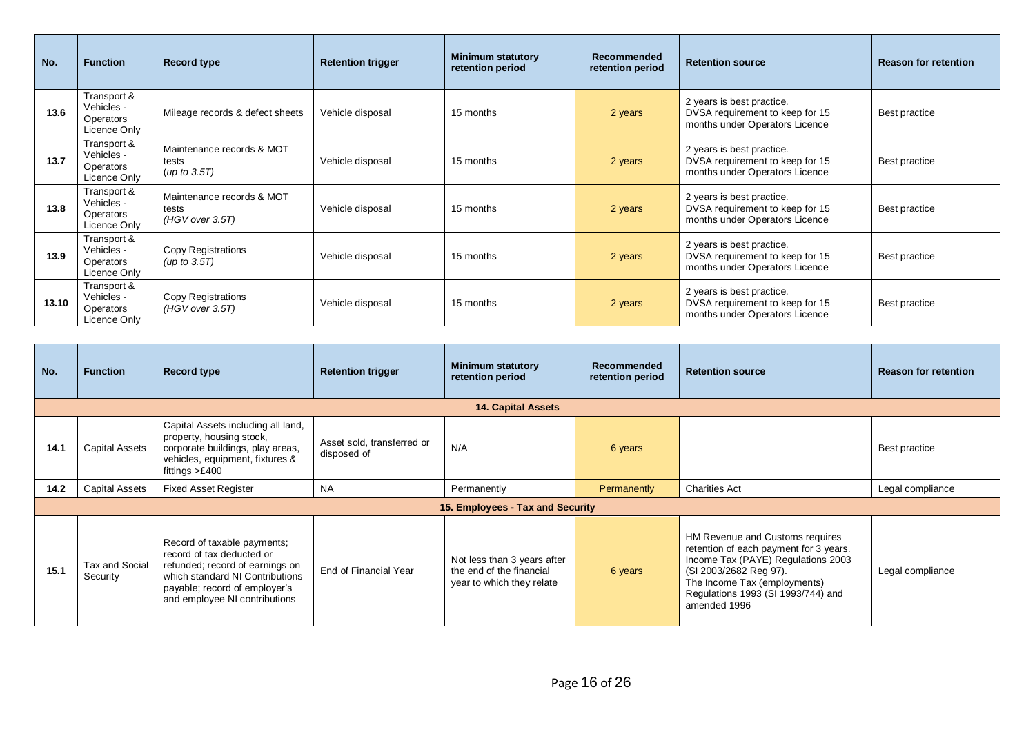| No. | Function | Record type | Retention trigger | Minimum statutory retention period | Recommended retention period | Retention source | Reason for retention |
|---|---|---|---|---|---|---|---|
| 13.6 | Transport & Vehicles - Operators Licence Only | Mileage records & defect sheets | Vehicle disposal | 15 months | 2 years | 2 years is best practice. DVSA requirement to keep for 15 months under Operators Licence | Best practice |
| 13.7 | Transport & Vehicles - Operators Licence Only | Maintenance records & MOT tests *(up to 3.5T)* | Vehicle disposal | 15 months | 2 years | 2 years is best practice. DVSA requirement to keep for 15 months under Operators Licence | Best practice |
| 13.8 | Transport & Vehicles - Operators Licence Only | Maintenance records & MOT tests *(HGV over 3.5T)* | Vehicle disposal | 15 months | 2 years | 2 years is best practice. DVSA requirement to keep for 15 months under Operators Licence | Best practice |
| 13.9 | Transport & Vehicles - Operators Licence Only | Copy Registrations *(up to 3.5T)* | Vehicle disposal | 15 months | 2 years | 2 years is best practice. DVSA requirement to keep for 15 months under Operators Licence | Best practice |
| 13.10 | Transport & Vehicles - Operators Licence Only | Copy Registrations *(HGV over 3.5T)* | Vehicle disposal | 15 months | 2 years | 2 years is best practice. DVSA requirement to keep for 15 months under Operators Licence | Best practice |

| No. | Function | Record type | Retention trigger | Minimum statutory retention period | Recommended retention period | Retention source | Reason for retention |
|---|---|---|---|---|---|---|---|
| | | | | **14. Capital Assets** | | | |
| 14.1 | Capital Assets | Capital Assets including all land, property, housing stock, corporate buildings, play areas, vehicles, equipment, fixtures & fittings >£400 | Asset sold, transferred or disposed of | N/A | 6 years | | Best practice |
| 14.2 | Capital Assets | Fixed Asset Register | NA | Permanently | Permanently | Charities Act | Legal compliance |
| | | | | **15. Employees - Tax and Security** | | | |
| 15.1 | Tax and Social Security | Record of taxable payments; record of tax deducted or refunded; record of earnings on which standard NI Contributions payable; record of employer's and employee NI contributions | End of Financial Year | Not less than 3 years after the end of the financial year to which they relate | 6 years | HM Revenue and Customs requires retention of each payment for 3 years. Income Tax (PAYE) Regulations 2003 (SI 2003/2682 Reg 97). The Income Tax (employments) Regulations 1993 (SI 1993/744) and amended 1996 | Legal compliance |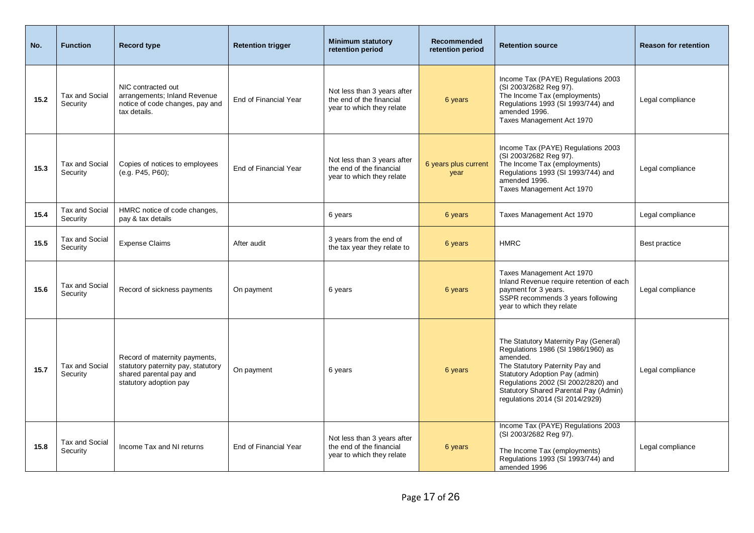| No. | Function | Record type | Retention trigger | Minimum statutory retention period | Recommended retention period | Retention source | Reason for retention |
|---|---|---|---|---|---|---|---|
| 15.2 | Tax and Social Security | NIC contracted out arrangements; Inland Revenue notice of code changes, pay and tax details. | End of Financial Year | Not less than 3 years after the end of the financial year to which they relate | 6 years | Income Tax (PAYE) Regulations 2003 (SI 2003/2682 Reg 97). The Income Tax (employments) Regulations 1993 (SI 1993/744) and amended 1996. Taxes Management Act 1970 | Legal compliance |
| 15.3 | Tax and Social Security | Copies of notices to employees (e.g. P45, P60); | End of Financial Year | Not less than 3 years after the end of the financial year to which they relate | 6 years plus current year | Income Tax (PAYE) Regulations 2003 (SI 2003/2682 Reg 97). The Income Tax (employments) Regulations 1993 (SI 1993/744) and amended 1996. Taxes Management Act 1970 | Legal compliance |
| 15.4 | Tax and Social Security | HMRC notice of code changes, pay & tax details | | 6 years | 6 years | Taxes Management Act 1970 | Legal compliance |
| 15.5 | Tax and Social Security | Expense Claims | After audit | 3 years from the end of the tax year they relate to | 6 years | HMRC | Best practice |
| 15.6 | Tax and Social Security | Record of sickness payments | On payment | 6 years | 6 years | Taxes Management Act 1970 Inland Revenue require retention of each payment for 3 years. SSPR recommends 3 years following year to which they relate | Legal compliance |
| 15.7 | Tax and Social Security | Record of maternity payments, statutory paternity pay, statutory shared parental pay and statutory adoption pay | On payment | 6 years | 6 years | The Statutory Maternity Pay (General) Regulations 1986 (SI 1986/1960) as amended. The Statutory Paternity Pay and Statutory Adoption Pay (admin) Regulations 2002 (SI 2002/2820) and Statutory Shared Parental Pay (Admin) regulations 2014 (SI 2014/2929) | Legal compliance |
| 15.8 | Tax and Social Security | Income Tax and NI returns | End of Financial Year | Not less than 3 years after the end of the financial year to which they relate | 6 years | Income Tax (PAYE) Regulations 2003 (SI 2003/2682 Reg 97). The Income Tax (employments) Regulations 1993 (SI 1993/744) and amended 1996 | Legal compliance |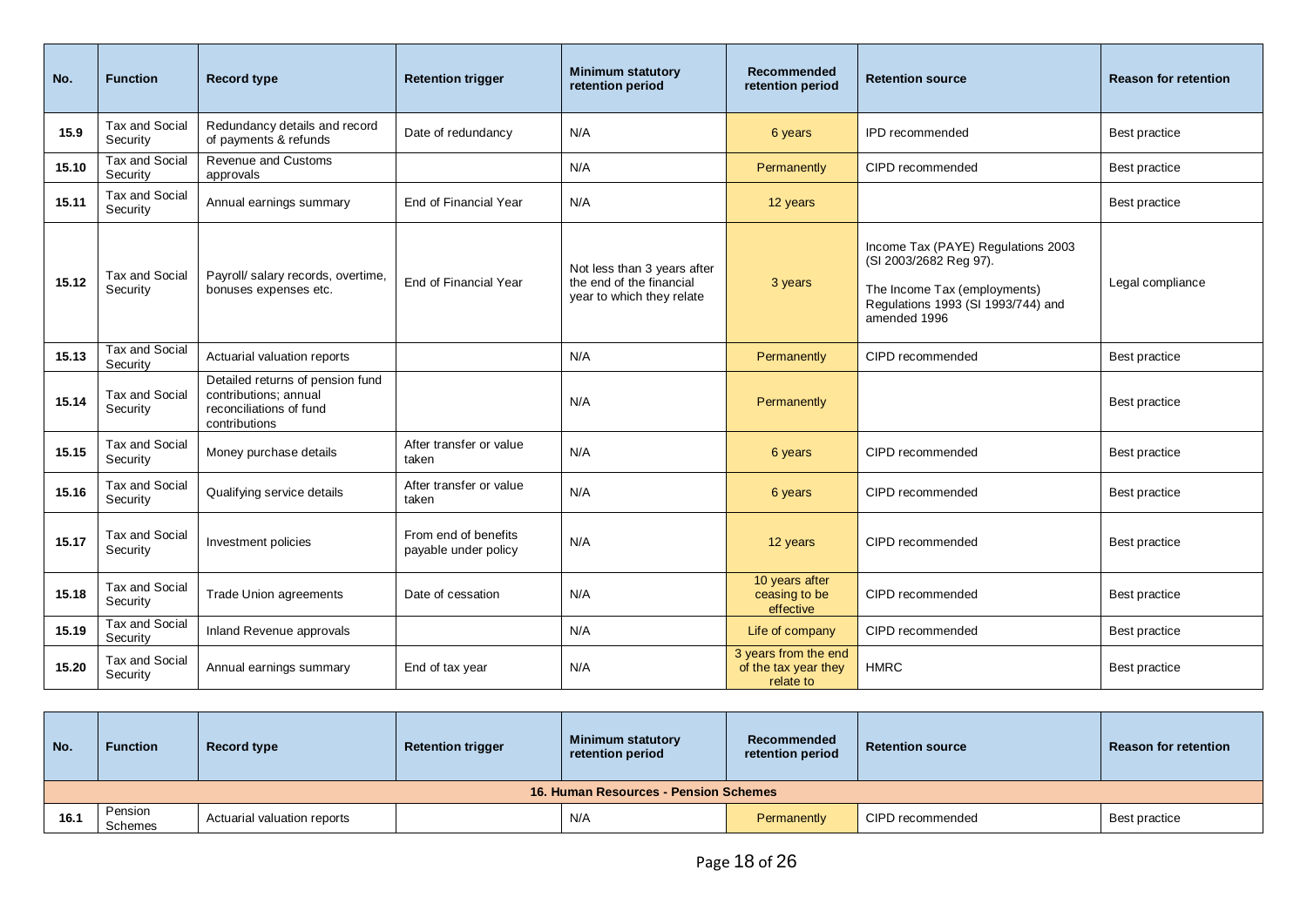| No. | Function | Record type | Retention trigger | Minimum statutory retention period | Recommended retention period | Retention source | Reason for retention |
|---|---|---|---|---|---|---|---|
| 15.9 | Tax and Social Security | Redundancy details and record of payments & refunds | Date of redundancy | N/A | 6 years | IPD recommended | Best practice |
| 15.10 | Tax and Social Security | Revenue and Customs approvals | | N/A | Permanently | CIPD recommended | Best practice |
| 15.11 | Tax and Social Security | Annual earnings summary | End of Financial Year | N/A | 12 years | | Best practice |
| 15.12 | Tax and Social Security | Payroll/ salary records, overtime, bonuses expenses etc. | End of Financial Year | Not less than 3 years after the end of the financial year to which they relate | 3 years | Income Tax (PAYE) Regulations 2003 (SI 2003/2682 Reg 97).<br><br>The Income Tax (employments) Regulations 1993 (SI 1993/744) and amended 1996 | Legal compliance |
| 15.13 | Tax and Social Security | Actuarial valuation reports | | N/A | Permanently | CIPD recommended | Best practice |
| 15.14 | Tax and Social Security | Detailed returns of pension fund contributions; annual reconciliations of fund contributions | | N/A | Permanently | | Best practice |
| 15.15 | Tax and Social Security | Money purchase details | After transfer or value taken | N/A | 6 years | CIPD recommended | Best practice |
| 15.16 | Tax and Social Security | Qualifying service details | After transfer or value taken | N/A | 6 years | CIPD recommended | Best practice |
| 15.17 | Tax and Social Security | Investment policies | From end of benefits payable under policy | N/A | 12 years | CIPD recommended | Best practice |
| 15.18 | Tax and Social Security | Trade Union agreements | Date of cessation | N/A | 10 years after ceasing to be effective | CIPD recommended | Best practice |
| 15.19 | Tax and Social Security | Inland Revenue approvals | | N/A | Life of company | CIPD recommended | Best practice |
| 15.20 | Tax and Social Security | Annual earnings summary | End of tax year | N/A | 3 years from the end of the tax year they relate to | HMRC | Best practice |

| No. | Function | Record type | Retention trigger | Minimum statutory retention period | Recommended retention period | Retention source | Reason for retention |
|---|---|---|---|---|---|---|---|
| **16. Human Resources - Pension Schemes** | | | | | | | |
| 16.1 | Pension Schemes | Actuarial valuation reports | | N/A | Permanently | CIPD recommended | Best practice |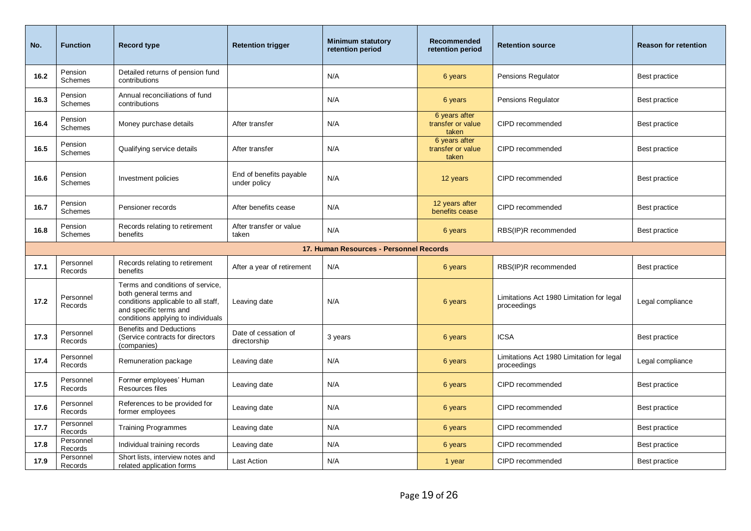| No. | Function | Record type | Retention trigger | Minimum statutory retention period | Recommended retention period | Retention source | Reason for retention |
|---|---|---|---|---|---|---|---|
| 16.2 | Pension Schemes | Detailed returns of pension fund contributions | | N/A | 6 years | Pensions Regulator | Best practice |
| 16.3 | Pension Schemes | Annual reconciliations of fund contributions | | N/A | 6 years | Pensions Regulator | Best practice |
| 16.4 | Pension Schemes | Money purchase details | After transfer | N/A | 6 years after transfer or value taken | CIPD recommended | Best practice |
| 16.5 | Pension Schemes | Qualifying service details | After transfer | N/A | 6 years after transfer or value taken | CIPD recommended | Best practice |
| 16.6 | Pension Schemes | Investment policies | End of benefits payable under policy | N/A | 12 years | CIPD recommended | Best practice |
| 16.7 | Pension Schemes | Pensioner records | After benefits cease | N/A | 12 years after benefits cease | CIPD recommended | Best practice |
| 16.8 | Pension Schemes | Records relating to retirement benefits | After transfer or value taken | N/A | 6 years | RBS(IP)R recommended | Best practice |
| | | | | **17. Human Resources - Personnel Records** | | | |
| 17.1 | Personnel Records | Records relating to retirement benefits | After a year of retirement | N/A | 6 years | RBS(IP)R recommended | Best practice |
| 17.2 | Personnel Records | Terms and conditions of service, both general terms and conditions applicable to all staff, and specific terms and conditions applying to individuals | Leaving date | N/A | 6 years | Limitations Act 1980 Limitation for legal proceedings | Legal compliance |
| 17.3 | Personnel Records | Benefits and Deductions (Service contracts for directors (companies) | Date of cessation of directorship | 3 years | 6 years | ICSA | Best practice |
| 17.4 | Personnel Records | Remuneration package | Leaving date | N/A | 6 years | Limitations Act 1980 Limitation for legal proceedings | Legal compliance |
| 17.5 | Personnel Records | Former employees' Human Resources files | Leaving date | N/A | 6 years | CIPD recommended | Best practice |
| 17.6 | Personnel Records | References to be provided for former employees | Leaving date | N/A | 6 years | CIPD recommended | Best practice |
| 17.7 | Personnel Records | Training Programmes | Leaving date | N/A | 6 years | CIPD recommended | Best practice |
| 17.8 | Personnel Records | Individual training records | Leaving date | N/A | 6 years | CIPD recommended | Best practice |
| 17.9 | Personnel Records | Short lists, interview notes and related application forms | Last Action | N/A | 1 year | CIPD recommended | Best practice |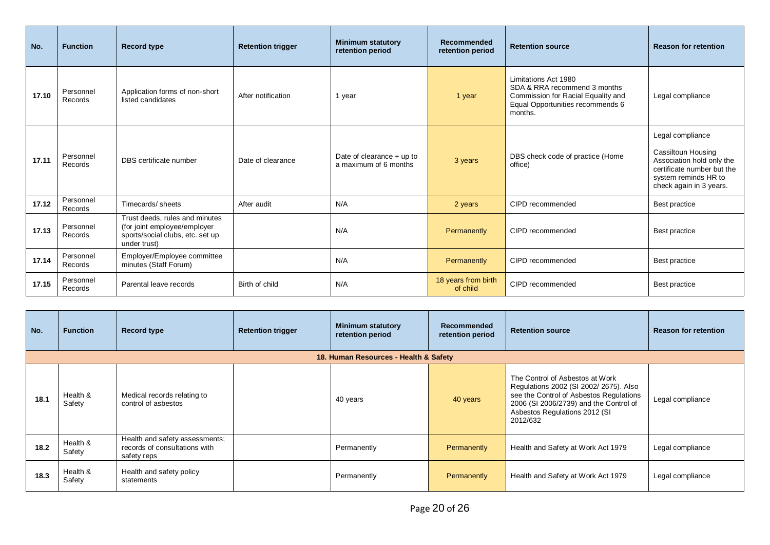| No. | Function | Record type | Retention trigger | Minimum statutory retention period | Recommended retention period | Retention source | Reason for retention |
|---|---|---|---|---|---|---|---|
| 17.10 | Personnel Records | Application forms of non-short listed candidates | After notification | 1 year | 1 year | Limitations Act 1980 SDA & RRA recommend 3 months Commission for Racial Equality and Equal Opportunities recommends 6 months. | Legal compliance |
| 17.11 | Personnel Records | DBS certificate number | Date of clearance | Date of clearance + up to a maximum of 6 months | 3 years | DBS check code of practice (Home office) | Legal compliance<br>Cassiltoun Housing Association hold only the certificate number but the system reminds HR to check again in 3 years. |
| 17.12 | Personnel Records | Timecards/ sheets | After audit | N/A | 2 years | CIPD recommended | Best practice |
| 17.13 | Personnel Records | Trust deeds, rules and minutes (for joint employee/employer sports/social clubs, etc. set up under trust) | | N/A | Permanently | CIPD recommended | Best practice |
| 17.14 | Personnel Records | Employer/Employee committee minutes (Staff Forum) | | N/A | Permanently | CIPD recommended | Best practice |
| 17.15 | Personnel Records | Parental leave records | Birth of child | N/A | 18 years from birth of child | CIPD recommended | Best practice |

| No. | Function | Record type | Retention trigger | Minimum statutory retention period | Recommended retention period | Retention source | Reason for retention |
|---|---|---|---|---|---|---|---|
| **18. Human Resources - Health & Safety** | | | | | | | |
| 18.1 | Health & Safety | Medical records relating to control of asbestos | | 40 years | 40 years | The Control of Asbestos at Work Regulations 2002 (SI 2002/ 2675). Also see the Control of Asbestos Regulations 2006 (SI 2006/2739) and the Control of Asbestos Regulations 2012 (SI 2012/632 | Legal compliance |
| 18.2 | Health & Safety | Health and safety assessments; records of consultations with safety reps | | Permanently | Permanently | Health and Safety at Work Act 1979 | Legal compliance |
| 18.3 | Health & Safety | Health and safety policy statements | | Permanently | Permanently | Health and Safety at Work Act 1979 | Legal compliance |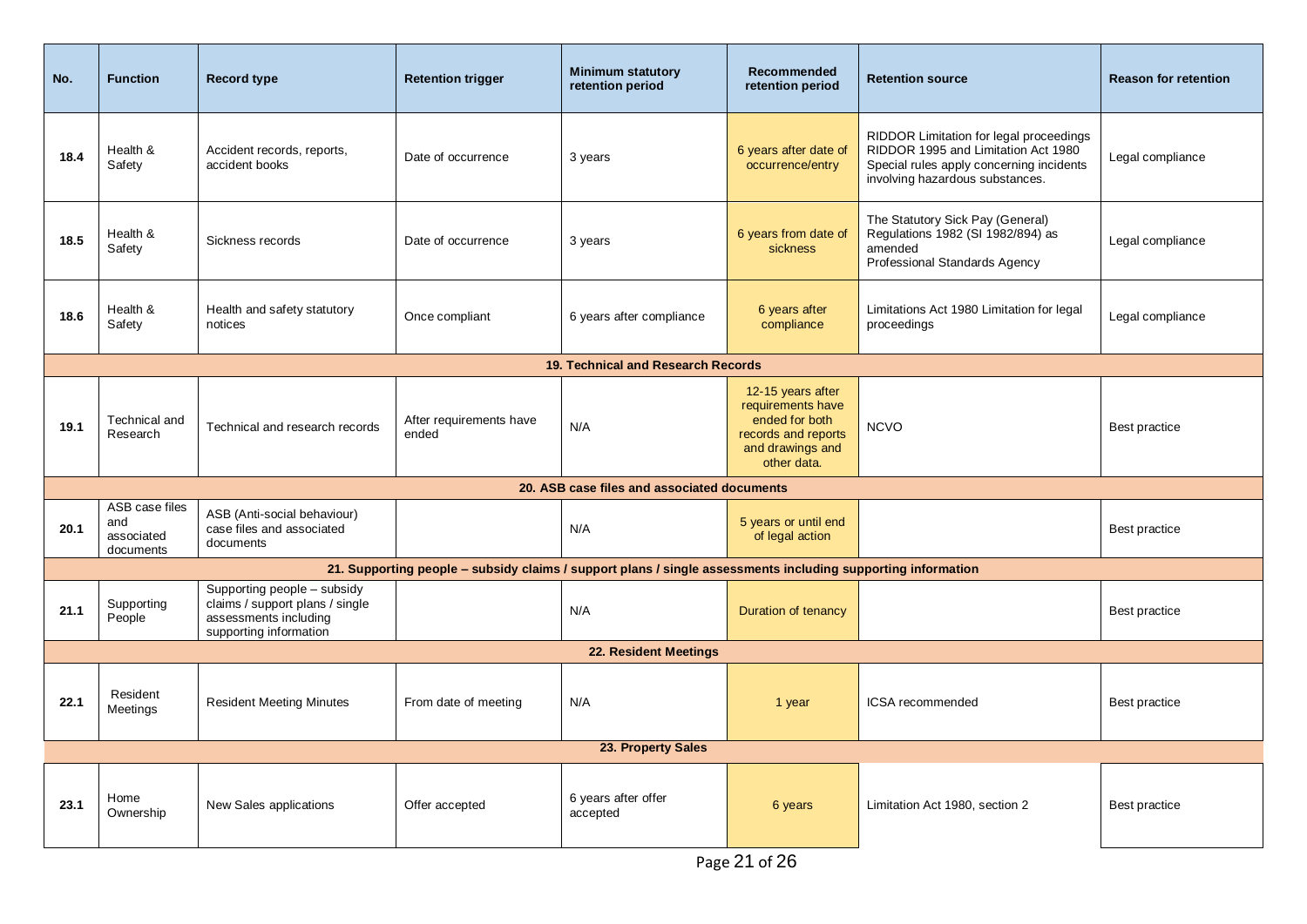| No. | Function | Record type | Retention trigger | Minimum statutory retention period | Recommended retention period | Retention source | Reason for retention |
|---|---|---|---|---|---|---|---|
| 18.4 | Health & Safety | Accident records, reports, accident books | Date of occurrence | 3 years | 6 years after date of occurrence/entry | RIDDOR Limitation for legal proceedings RIDDOR 1995 and Limitation Act 1980 Special rules apply concerning incidents involving hazardous substances. | Legal compliance |
| 18.5 | Health & Safety | Sickness records | Date of occurrence | 3 years | 6 years from date of sickness | The Statutory Sick Pay (General) Regulations 1982 (SI 1982/894) as amended Professional Standards Agency | Legal compliance |
| 18.6 | Health & Safety | Health and safety statutory notices | Once compliant | 6 years after compliance | 6 years after compliance | Limitations Act 1980 Limitation for legal proceedings | Legal compliance |
| **19. Technical and Research Records** | | | | | | | |
| 19.1 | Technical and Research | Technical and research records | After requirements have ended | N/A | 12-15 years after requirements have ended for both records and reports and drawings and other data. | NCVO | Best practice |
| **20. ASB case files and associated documents** | | | | | | | |
| 20.1 | ASB case files and associated documents | ASB (Anti-social behaviour) case files and associated documents | | N/A | 5 years or until end of legal action | | Best practice |
| **21. Supporting people – subsidy claims / support plans / single assessments including supporting information** | | | | | | | |
| 21.1 | Supporting People | Supporting people – subsidy claims / support plans / single assessments including supporting information | | N/A | Duration of tenancy | | Best practice |
| **22. Resident Meetings** | | | | | | | |
| 22.1 | Resident Meetings | Resident Meeting Minutes | From date of meeting | N/A | 1 year | ICSA recommended | Best practice |
| **23. Property Sales** | | | | | | | |
| 23.1 | Home Ownership | New Sales applications | Offer accepted | 6 years after offer accepted | 6 years | Limitation Act 1980, section 2 | Best practice |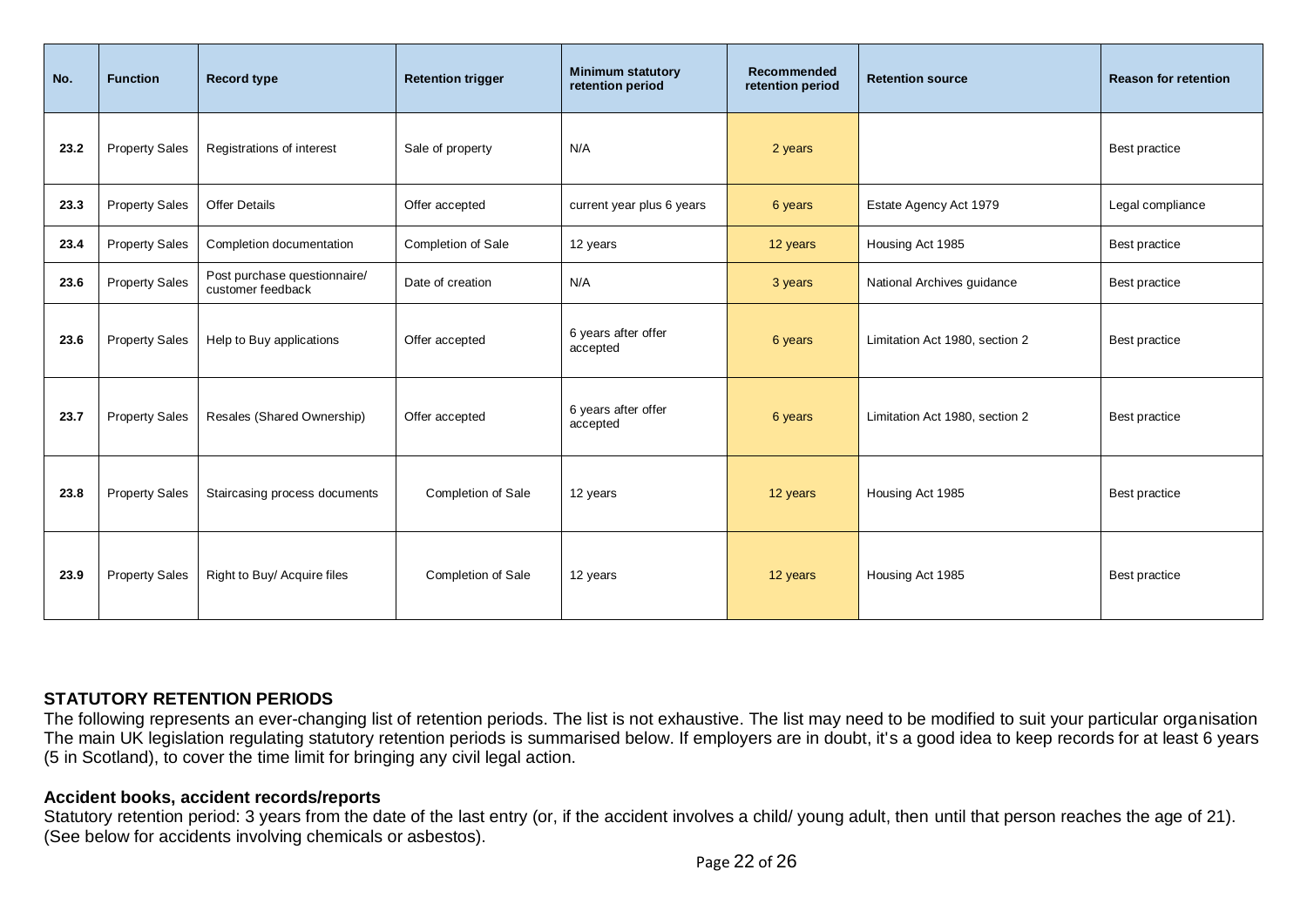| No. | Function | Record type | Retention trigger | Minimum statutory retention period | Recommended retention period | Retention source | Reason for retention |
|---|---|---|---|---|---|---|---|
| 23.2 | Property Sales | Registrations of interest | Sale of property | N/A | 2 years | | Best practice |
| 23.3 | Property Sales | Offer Details | Offer accepted | current year plus 6 years | 6 years | Estate Agency Act 1979 | Legal compliance |
| 23.4 | Property Sales | Completion documentation | Completion of Sale | 12 years | 12 years | Housing Act 1985 | Best practice |
| 23.6 | Property Sales | Post purchase questionnaire/ customer feedback | Date of creation | N/A | 3 years | National Archives guidance | Best practice |
| 23.6 | Property Sales | Help to Buy applications | Offer accepted | 6 years after offer accepted | 6 years | Limitation Act 1980, section 2 | Best practice |
| 23.7 | Property Sales | Resales (Shared Ownership) | Offer accepted | 6 years after offer accepted | 6 years | Limitation Act 1980, section 2 | Best practice |
| 23.8 | Property Sales | Staircasing process documents | Completion of Sale | 12 years | 12 years | Housing Act 1985 | Best practice |
| 23.9 | Property Sales | Right to Buy/ Acquire files | Completion of Sale | 12 years | 12 years | Housing Act 1985 | Best practice |

## STATUTORY RETENTION PERIODS

The following represents an ever-changing list of retention periods. The list is not exhaustive. The list may need to be modified to suit your particular organisation The main UK legislation regulating statutory retention periods is summarised below. If employers are in doubt, it's a good idea to keep records for at least 6 years (5 in Scotland), to cover the time limit for bringing any civil legal action.

### Accident books, accident records/reports

Statutory retention period: 3 years from the date of the last entry (or, if the accident involves a child/ young adult, then until that person reaches the age of 21). (See below for accidents involving chemicals or asbestos).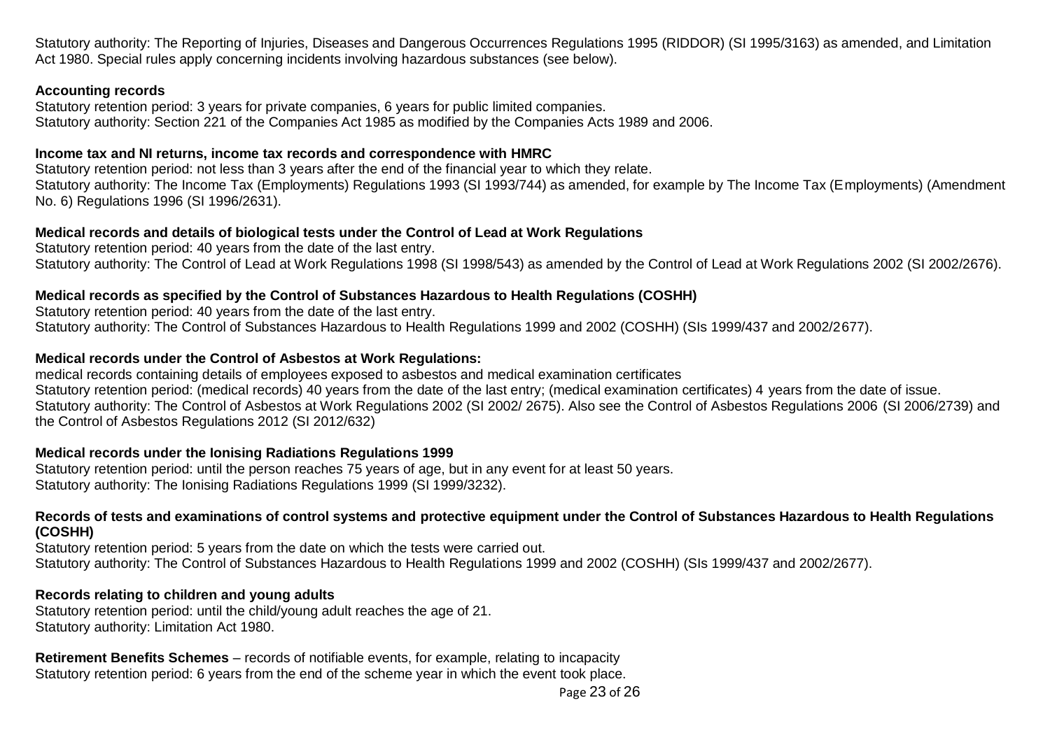Statutory authority: The Reporting of Injuries, Diseases and Dangerous Occurrences Regulations 1995 (RIDDOR) (SI 1995/3163) as amended, and Limitation Act 1980. Special rules apply concerning incidents involving hazardous substances (see below).

**Accounting records**

Statutory retention period: 3 years for private companies, 6 years for public limited companies.
Statutory authority: Section 221 of the Companies Act 1985 as modified by the Companies Acts 1989 and 2006.

**Income tax and NI returns, income tax records and correspondence with HMRC**

Statutory retention period: not less than 3 years after the end of the financial year to which they relate.
Statutory authority: The Income Tax (Employments) Regulations 1993 (SI 1993/744) as amended, for example by The Income Tax (Employments) (Amendment No. 6) Regulations 1996 (SI 1996/2631).

**Medical records and details of biological tests under the Control of Lead at Work Regulations**

Statutory retention period: 40 years from the date of the last entry.
Statutory authority: The Control of Lead at Work Regulations 1998 (SI 1998/543) as amended by the Control of Lead at Work Regulations 2002 (SI 2002/2676).

**Medical records as specified by the Control of Substances Hazardous to Health Regulations (COSHH)**

Statutory retention period: 40 years from the date of the last entry.
Statutory authority: The Control of Substances Hazardous to Health Regulations 1999 and 2002 (COSHH) (SIs 1999/437 and 2002/2677).

**Medical records under the Control of Asbestos at Work Regulations:**

medical records containing details of employees exposed to asbestos and medical examination certificates
Statutory retention period: (medical records) 40 years from the date of the last entry; (medical examination certificates) 4 years from the date of issue.
Statutory authority: The Control of Asbestos at Work Regulations 2002 (SI 2002/ 2675). Also see the Control of Asbestos Regulations 2006 (SI 2006/2739) and the Control of Asbestos Regulations 2012 (SI 2012/632)

**Medical records under the Ionising Radiations Regulations 1999**

Statutory retention period: until the person reaches 75 years of age, but in any event for at least 50 years.
Statutory authority: The Ionising Radiations Regulations 1999 (SI 1999/3232).

**Records of tests and examinations of control systems and protective equipment under the Control of Substances Hazardous to Health Regulations (COSHH)**

Statutory retention period: 5 years from the date on which the tests were carried out.
Statutory authority: The Control of Substances Hazardous to Health Regulations 1999 and 2002 (COSHH) (SIs 1999/437 and 2002/2677).

**Records relating to children and young adults**

Statutory retention period: until the child/young adult reaches the age of 21.
Statutory authority: Limitation Act 1980.

**Retirement Benefits Schemes** – records of notifiable events, for example, relating to incapacity
Statutory retention period: 6 years from the end of the scheme year in which the event took place.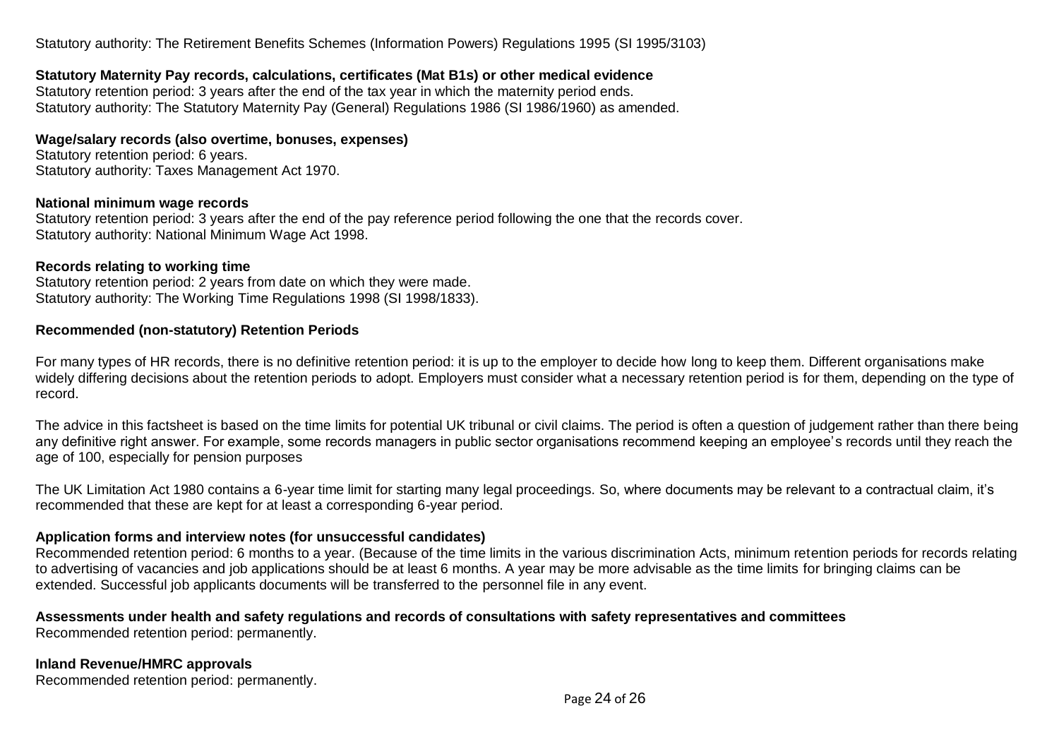Statutory authority: The Retirement Benefits Schemes (Information Powers) Regulations 1995 (SI 1995/3103)

**Statutory Maternity Pay records, calculations, certificates (Mat B1s) or other medical evidence**
Statutory retention period: 3 years after the end of the tax year in which the maternity period ends.
Statutory authority: The Statutory Maternity Pay (General) Regulations 1986 (SI 1986/1960) as amended.

**Wage/salary records (also overtime, bonuses, expenses)**
Statutory retention period: 6 years.
Statutory authority: Taxes Management Act 1970.

**National minimum wage records**
Statutory retention period: 3 years after the end of the pay reference period following the one that the records cover.
Statutory authority: National Minimum Wage Act 1998.

**Records relating to working time**
Statutory retention period: 2 years from date on which they were made.
Statutory authority: The Working Time Regulations 1998 (SI 1998/1833).

**Recommended (non-statutory) Retention Periods**

For many types of HR records, there is no definitive retention period: it is up to the employer to decide how long to keep them. Different organisations make widely differing decisions about the retention periods to adopt. Employers must consider what a necessary retention period is for them, depending on the type of record.

The advice in this factsheet is based on the time limits for potential UK tribunal or civil claims. The period is often a question of judgement rather than there being any definitive right answer. For example, some records managers in public sector organisations recommend keeping an employee's records until they reach the age of 100, especially for pension purposes

The UK Limitation Act 1980 contains a 6-year time limit for starting many legal proceedings. So, where documents may be relevant to a contractual claim, it's recommended that these are kept for at least a corresponding 6-year period.

**Application forms and interview notes (for unsuccessful candidates)**
Recommended retention period: 6 months to a year. (Because of the time limits in the various discrimination Acts, minimum retention periods for records relating to advertising of vacancies and job applications should be at least 6 months. A year may be more advisable as the time limits for bringing claims can be extended. Successful job applicants documents will be transferred to the personnel file in any event.

**Assessments under health and safety regulations and records of consultations with safety representatives and committees**
Recommended retention period: permanently.

**Inland Revenue/HMRC approvals**
Recommended retention period: permanently.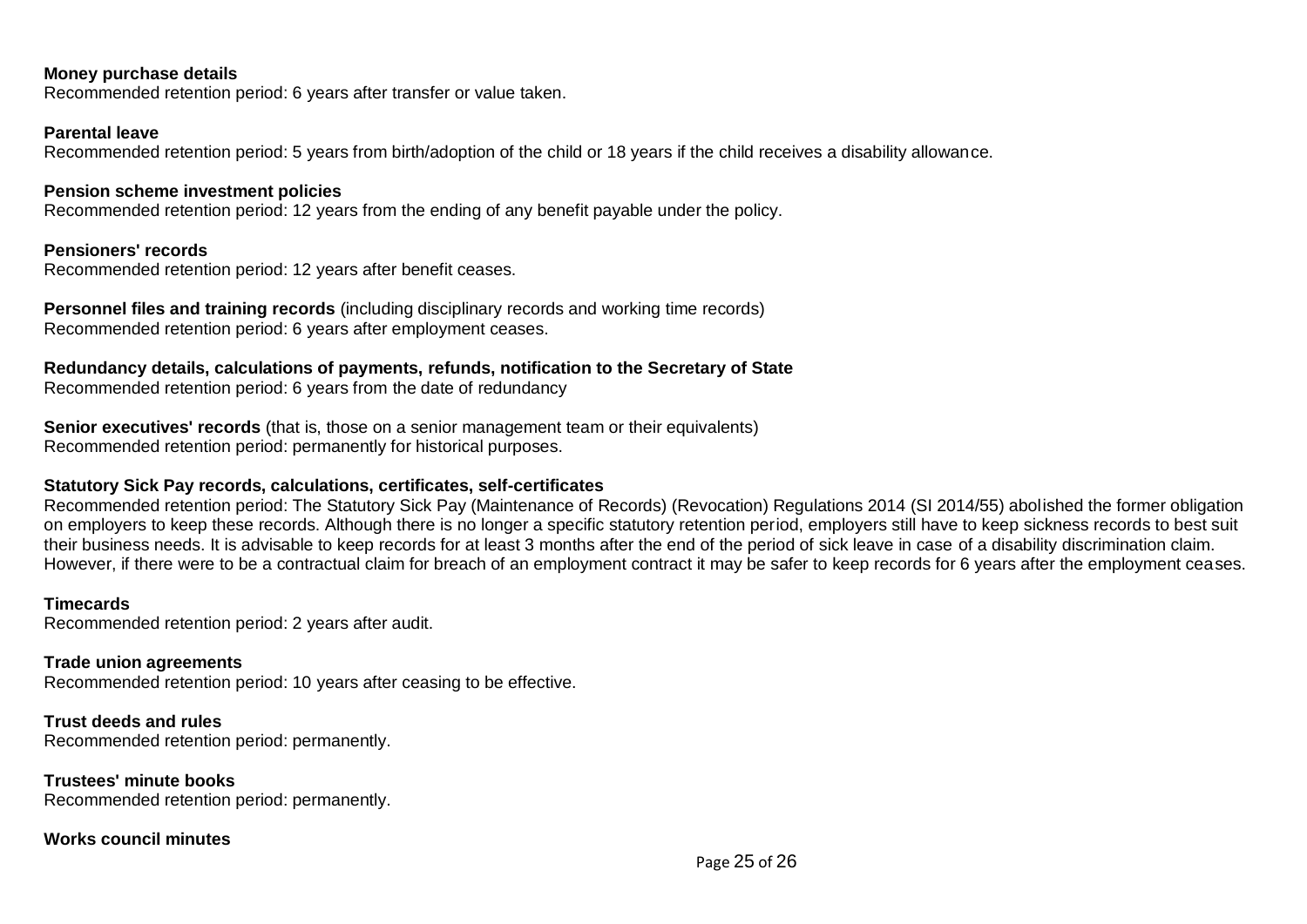**Money purchase details**
Recommended retention period: 6 years after transfer or value taken.

**Parental leave**
Recommended retention period: 5 years from birth/adoption of the child or 18 years if the child receives a disability allowance.

**Pension scheme investment policies**
Recommended retention period: 12 years from the ending of any benefit payable under the policy.

**Pensioners' records**
Recommended retention period: 12 years after benefit ceases.

**Personnel files and training records** (including disciplinary records and working time records)
Recommended retention period: 6 years after employment ceases.

**Redundancy details, calculations of payments, refunds, notification to the Secretary of State**
Recommended retention period: 6 years from the date of redundancy

**Senior executives' records** (that is, those on a senior management team or their equivalents)
Recommended retention period: permanently for historical purposes.

**Statutory Sick Pay records, calculations, certificates, self-certificates**
Recommended retention period: The Statutory Sick Pay (Maintenance of Records) (Revocation) Regulations 2014 (SI 2014/55) abolished the former obligation on employers to keep these records. Although there is no longer a specific statutory retention period, employers still have to keep sickness records to best suit their business needs. It is advisable to keep records for at least 3 months after the end of the period of sick leave in case of a disability discrimination claim. However, if there were to be a contractual claim for breach of an employment contract it may be safer to keep records for 6 years after the employment ceases.

**Timecards**
Recommended retention period: 2 years after audit.

**Trade union agreements**
Recommended retention period: 10 years after ceasing to be effective.

**Trust deeds and rules**
Recommended retention period: permanently.

**Trustees' minute books**
Recommended retention period: permanently.

**Works council minutes**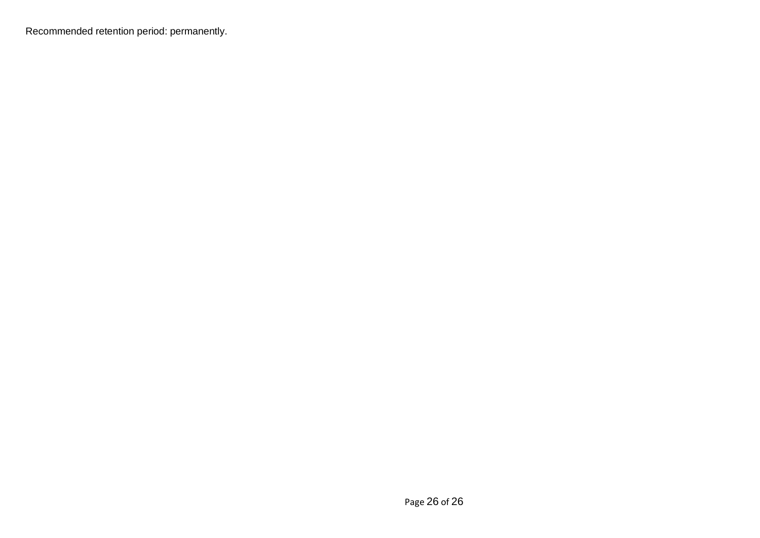Recommended retention period: permanently.